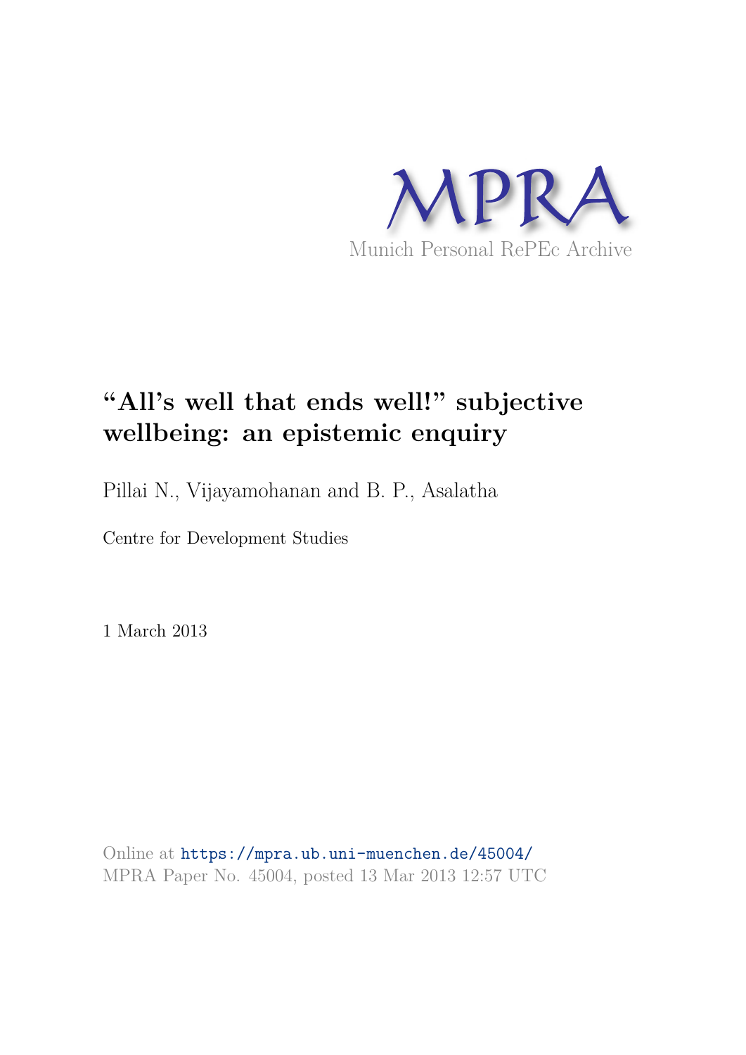# "All's well that ends well!" subjective wellbeing: an epistemic enquiry

Pillai N., Vijayamohanan and B. P., Asalatha

Centre for Development Studies

1 March 2013

Online at https://mpra.ub.uni-muenchen.de/45004/
MPRA Paper No. 45004, posted 13 Mar 2013 12:57 UTC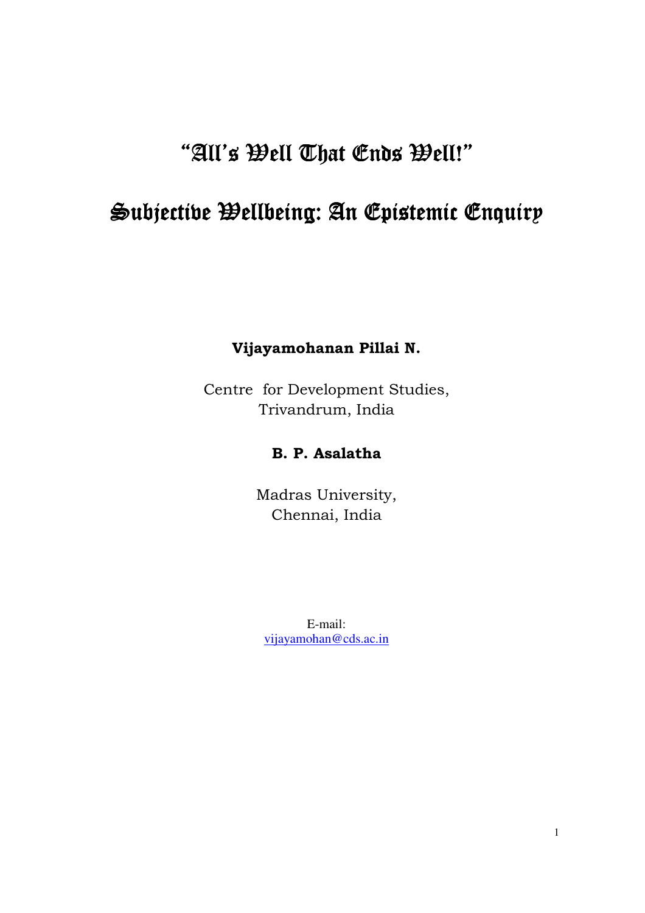# "All's Well That Ends Well!"

# Subjective Wellbeing: An Epistemic Enquiry

**Vijayamohanan Pillai N.**

Centre for Development Studies,
Trivandrum, India

**B. P. Asalatha**

Madras University,
Chennai, India

E-mail:
vijayamohan@cds.ac.in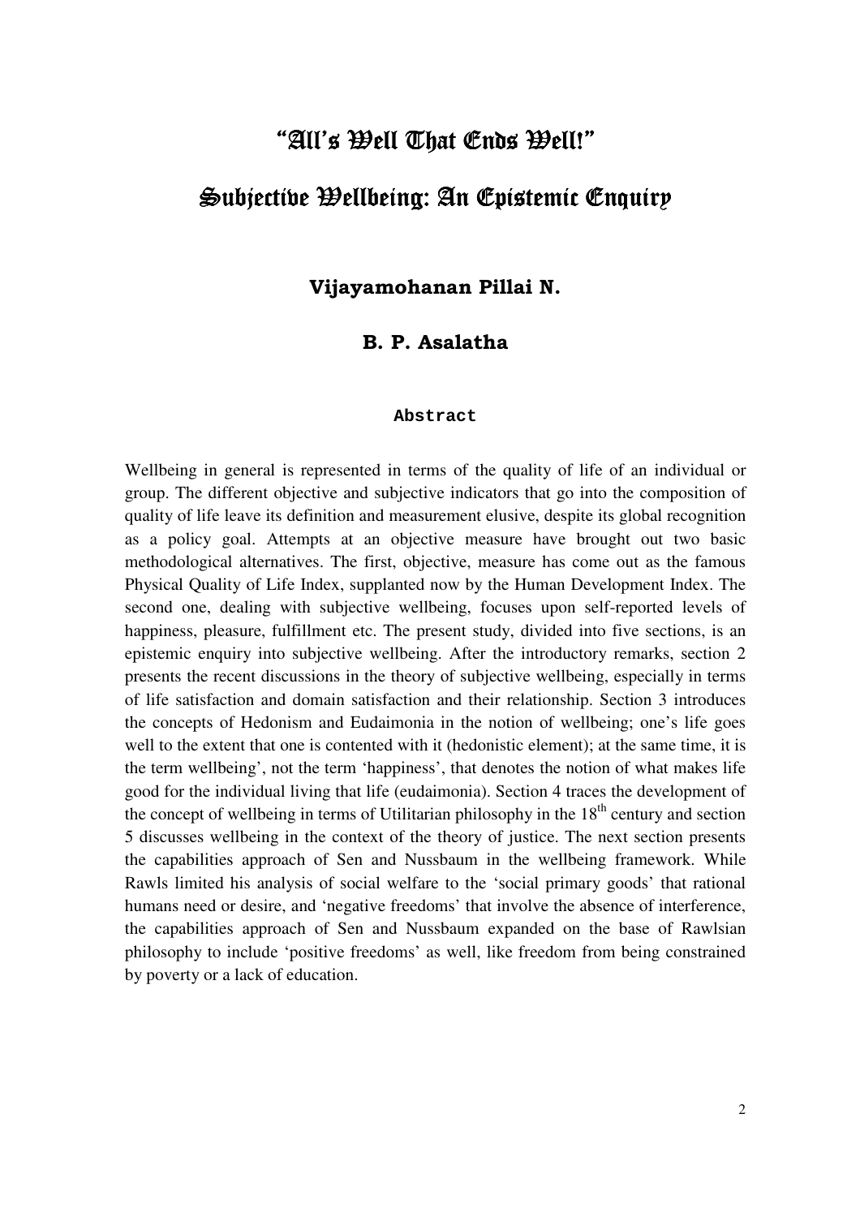# "All's Well That Ends Well!"

# Subjective Wellbeing: An Epistemic Enquiry

### Vijayamohanan Pillai N.

### B. P. Asalatha

#### Abstract

Wellbeing in general is represented in terms of the quality of life of an individual or group. The different objective and subjective indicators that go into the composition of quality of life leave its definition and measurement elusive, despite its global recognition as a policy goal. Attempts at an objective measure have brought out two basic methodological alternatives. The first, objective, measure has come out as the famous Physical Quality of Life Index, supplanted now by the Human Development Index. The second one, dealing with subjective wellbeing, focuses upon self-reported levels of happiness, pleasure, fulfillment etc. The present study, divided into five sections, is an epistemic enquiry into subjective wellbeing. After the introductory remarks, section 2 presents the recent discussions in the theory of subjective wellbeing, especially in terms of life satisfaction and domain satisfaction and their relationship. Section 3 introduces the concepts of Hedonism and Eudaimonia in the notion of wellbeing; one's life goes well to the extent that one is contented with it (hedonistic element); at the same time, it is the term wellbeing', not the term 'happiness', that denotes the notion of what makes life good for the individual living that life (eudaimonia). Section 4 traces the development of the concept of wellbeing in terms of Utilitarian philosophy in the 18th century and section 5 discusses wellbeing in the context of the theory of justice. The next section presents the capabilities approach of Sen and Nussbaum in the wellbeing framework. While Rawls limited his analysis of social welfare to the 'social primary goods' that rational humans need or desire, and 'negative freedoms' that involve the absence of interference, the capabilities approach of Sen and Nussbaum expanded on the base of Rawlsian philosophy to include 'positive freedoms' as well, like freedom from being constrained by poverty or a lack of education.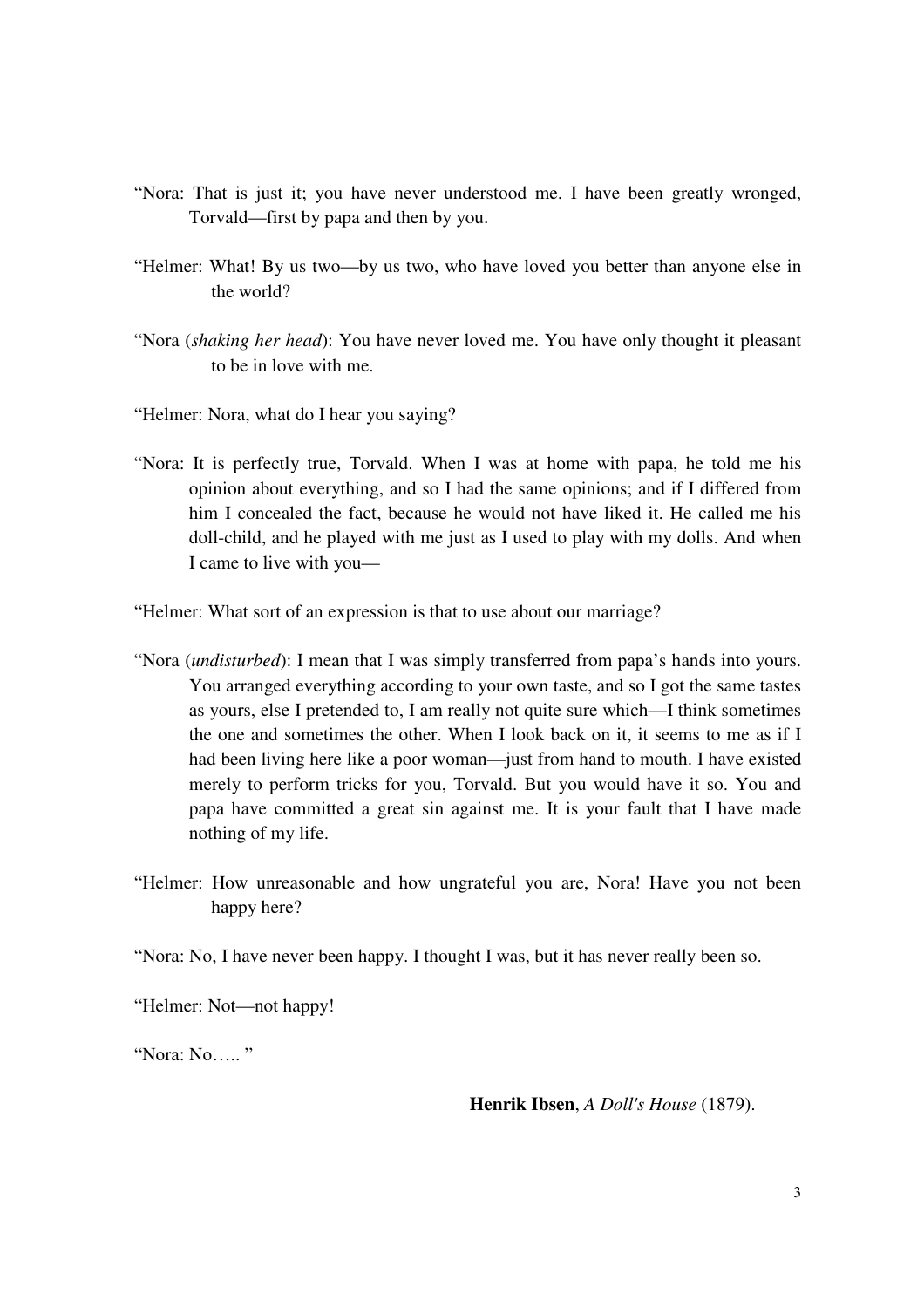"Nora: That is just it; you have never understood me. I have been greatly wronged, Torvald—first by papa and then by you.

"Helmer: What! By us two—by us two, who have loved you better than anyone else in the world?

"Nora (*shaking her head*): You have never loved me. You have only thought it pleasant to be in love with me.

"Helmer: Nora, what do I hear you saying?

"Nora: It is perfectly true, Torvald. When I was at home with papa, he told me his opinion about everything, and so I had the same opinions; and if I differed from him I concealed the fact, because he would not have liked it. He called me his doll-child, and he played with me just as I used to play with my dolls. And when I came to live with you—

"Helmer: What sort of an expression is that to use about our marriage?

"Nora (*undisturbed*): I mean that I was simply transferred from papa's hands into yours. You arranged everything according to your own taste, and so I got the same tastes as yours, else I pretended to, I am really not quite sure which—I think sometimes the one and sometimes the other. When I look back on it, it seems to me as if I had been living here like a poor woman—just from hand to mouth. I have existed merely to perform tricks for you, Torvald. But you would have it so. You and papa have committed a great sin against me. It is your fault that I have made nothing of my life.

"Helmer: How unreasonable and how ungrateful you are, Nora! Have you not been happy here?

"Nora: No, I have never been happy. I thought I was, but it has never really been so.

"Helmer: Not—not happy!

"Nora: No….. "

**Henrik Ibsen**, *A Doll's House* (1879).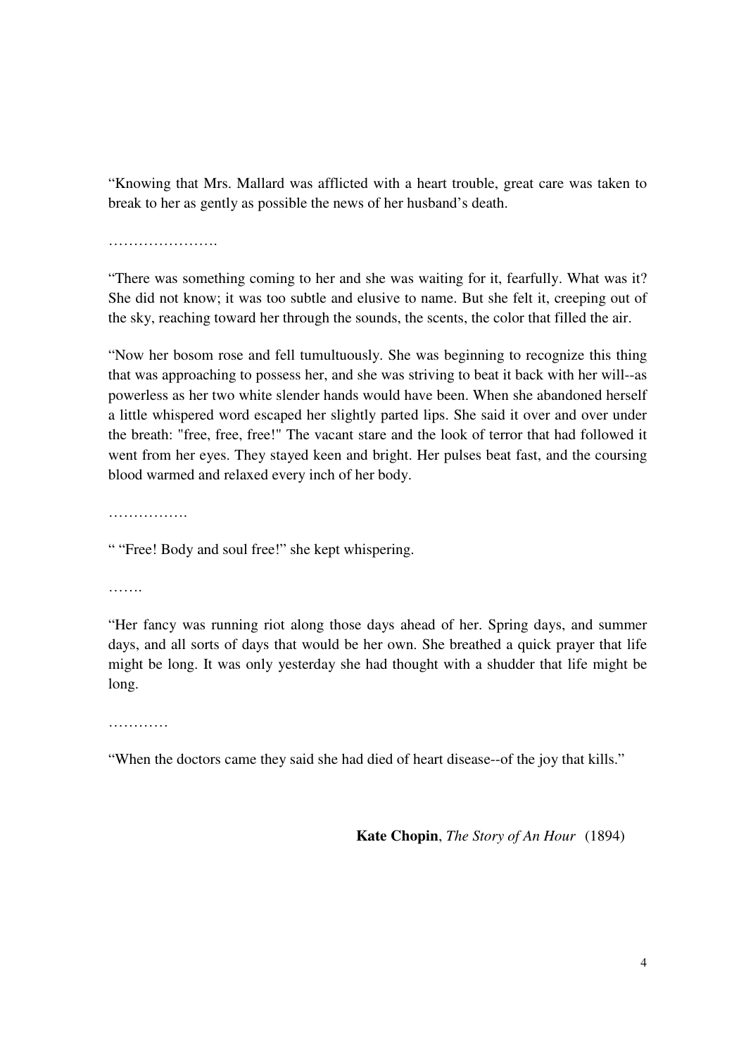"Knowing that Mrs. Mallard was afflicted with a heart trouble, great care was taken to break to her as gently as possible the news of her husband's death.

………………….

"There was something coming to her and she was waiting for it, fearfully. What was it? She did not know; it was too subtle and elusive to name. But she felt it, creeping out of the sky, reaching toward her through the sounds, the scents, the color that filled the air.

"Now her bosom rose and fell tumultuously. She was beginning to recognize this thing that was approaching to possess her, and she was striving to beat it back with her will--as powerless as her two white slender hands would have been. When she abandoned herself a little whispered word escaped her slightly parted lips. She said it over and over under the breath: "free, free, free!" The vacant stare and the look of terror that had followed it went from her eyes. They stayed keen and bright. Her pulses beat fast, and the coursing blood warmed and relaxed every inch of her body.

…………….

" "Free! Body and soul free!" she kept whispering.

…….

"Her fancy was running riot along those days ahead of her. Spring days, and summer days, and all sorts of days that would be her own. She breathed a quick prayer that life might be long. It was only yesterday she had thought with a shudder that life might be long.

…………

"When the doctors came they said she had died of heart disease--of the joy that kills."

**Kate Chopin**, *The Story of An Hour* (1894)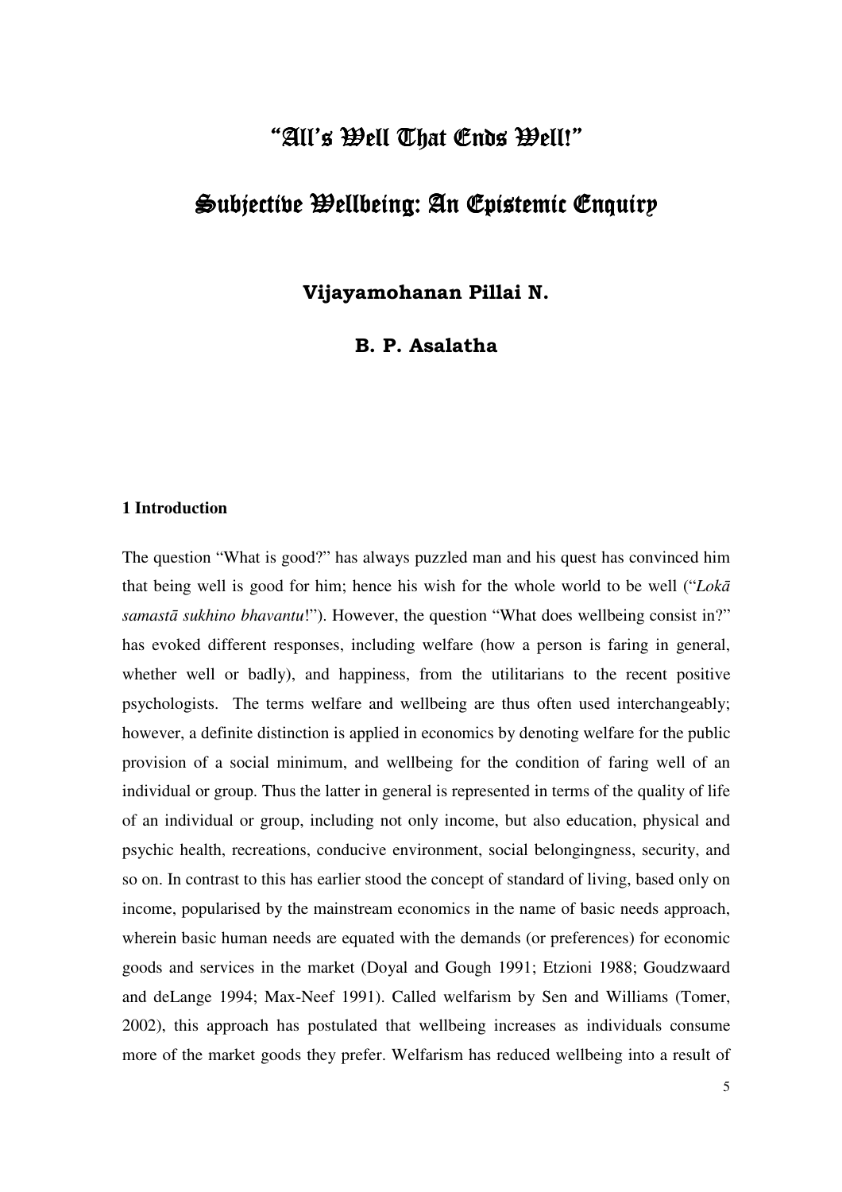# "All's Well That Ends Well!"

# Subjective Wellbeing: An Epistemic Enquiry

**Vijayamohanan Pillai N.**

**B. P. Asalatha**

## 1 Introduction

The question "What is good?" has always puzzled man and his quest has convinced him that being well is good for him; hence his wish for the whole world to be well ("*Lokā samastā sukhino bhavantu*!"). However, the question "What does wellbeing consist in?" has evoked different responses, including welfare (how a person is faring in general, whether well or badly), and happiness, from the utilitarians to the recent positive psychologists. The terms welfare and wellbeing are thus often used interchangeably; however, a definite distinction is applied in economics by denoting welfare for the public provision of a social minimum, and wellbeing for the condition of faring well of an individual or group. Thus the latter in general is represented in terms of the quality of life of an individual or group, including not only income, but also education, physical and psychic health, recreations, conducive environment, social belongingness, security, and so on. In contrast to this has earlier stood the concept of standard of living, based only on income, popularised by the mainstream economics in the name of basic needs approach, wherein basic human needs are equated with the demands (or preferences) for economic goods and services in the market (Doyal and Gough 1991; Etzioni 1988; Goudzwaard and deLange 1994; Max-Neef 1991). Called welfarism by Sen and Williams (Tomer, 2002), this approach has postulated that wellbeing increases as individuals consume more of the market goods they prefer. Welfarism has reduced wellbeing into a result of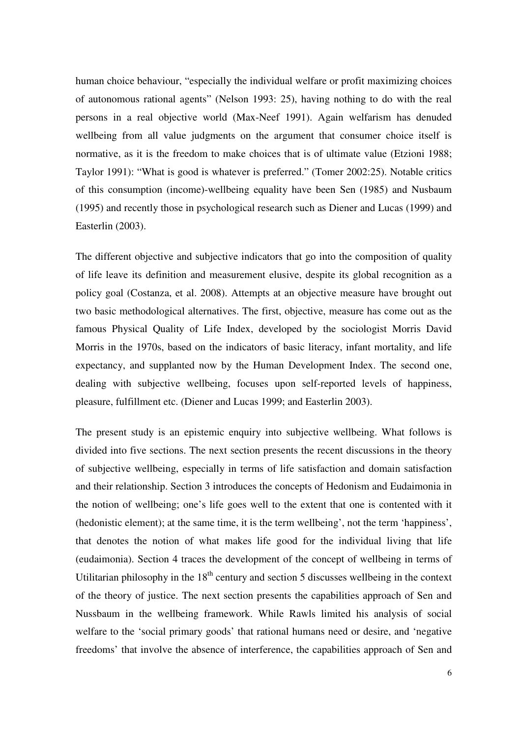human choice behaviour, “especially the individual welfare or profit maximizing choices of autonomous rational agents” (Nelson 1993: 25), having nothing to do with the real persons in a real objective world (Max-Neef 1991). Again welfarism has denuded wellbeing from all value judgments on the argument that consumer choice itself is normative, as it is the freedom to make choices that is of ultimate value (Etzioni 1988; Taylor 1991): “What is good is whatever is preferred.” (Tomer 2002:25). Notable critics of this consumption (income)-wellbeing equality have been Sen (1985) and Nusbaum (1995) and recently those in psychological research such as Diener and Lucas (1999) and Easterlin (2003).

The different objective and subjective indicators that go into the composition of quality of life leave its definition and measurement elusive, despite its global recognition as a policy goal (Costanza, et al. 2008). Attempts at an objective measure have brought out two basic methodological alternatives. The first, objective, measure has come out as the famous Physical Quality of Life Index, developed by the sociologist Morris David Morris in the 1970s, based on the indicators of basic literacy, infant mortality, and life expectancy, and supplanted now by the Human Development Index. The second one, dealing with subjective wellbeing, focuses upon self-reported levels of happiness, pleasure, fulfillment etc. (Diener and Lucas 1999; and Easterlin 2003).

The present study is an epistemic enquiry into subjective wellbeing. What follows is divided into five sections. The next section presents the recent discussions in the theory of subjective wellbeing, especially in terms of life satisfaction and domain satisfaction and their relationship. Section 3 introduces the concepts of Hedonism and Eudaimonia in the notion of wellbeing; one’s life goes well to the extent that one is contented with it (hedonistic element); at the same time, it is the term wellbeing’, not the term ‘happiness’, that denotes the notion of what makes life good for the individual living that life (eudaimonia). Section 4 traces the development of the concept of wellbeing in terms of Utilitarian philosophy in the 18th century and section 5 discusses wellbeing in the context of the theory of justice. The next section presents the capabilities approach of Sen and Nussbaum in the wellbeing framework. While Rawls limited his analysis of social welfare to the ‘social primary goods’ that rational humans need or desire, and ‘negative freedoms’ that involve the absence of interference, the capabilities approach of Sen and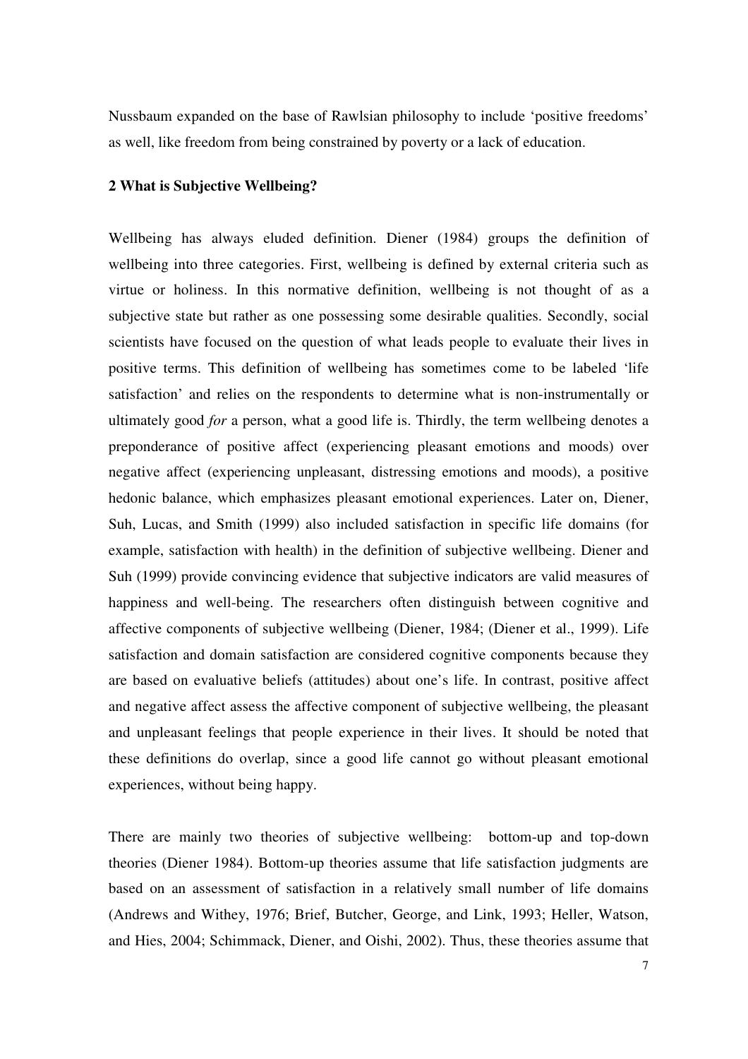Nussbaum expanded on the base of Rawlsian philosophy to include ‘positive freedoms’ as well, like freedom from being constrained by poverty or a lack of education.

## 2 What is Subjective Wellbeing?

Wellbeing has always eluded definition. Diener (1984) groups the definition of wellbeing into three categories. First, wellbeing is defined by external criteria such as virtue or holiness. In this normative definition, wellbeing is not thought of as a subjective state but rather as one possessing some desirable qualities. Secondly, social scientists have focused on the question of what leads people to evaluate their lives in positive terms. This definition of wellbeing has sometimes come to be labeled ‘life satisfaction’ and relies on the respondents to determine what is non-instrumentally or ultimately good *for* a person, what a good life is. Thirdly, the term wellbeing denotes a preponderance of positive affect (experiencing pleasant emotions and moods) over negative affect (experiencing unpleasant, distressing emotions and moods), a positive hedonic balance, which emphasizes pleasant emotional experiences. Later on, Diener, Suh, Lucas, and Smith (1999) also included satisfaction in specific life domains (for example, satisfaction with health) in the definition of subjective wellbeing. Diener and Suh (1999) provide convincing evidence that subjective indicators are valid measures of happiness and well-being. The researchers often distinguish between cognitive and affective components of subjective wellbeing (Diener, 1984; (Diener et al., 1999). Life satisfaction and domain satisfaction are considered cognitive components because they are based on evaluative beliefs (attitudes) about one’s life. In contrast, positive affect and negative affect assess the affective component of subjective wellbeing, the pleasant and unpleasant feelings that people experience in their lives. It should be noted that these definitions do overlap, since a good life cannot go without pleasant emotional experiences, without being happy.

There are mainly two theories of subjective wellbeing: bottom-up and top-down theories (Diener 1984). Bottom-up theories assume that life satisfaction judgments are based on an assessment of satisfaction in a relatively small number of life domains (Andrews and Withey, 1976; Brief, Butcher, George, and Link, 1993; Heller, Watson, and Hies, 2004; Schimmack, Diener, and Oishi, 2002). Thus, these theories assume that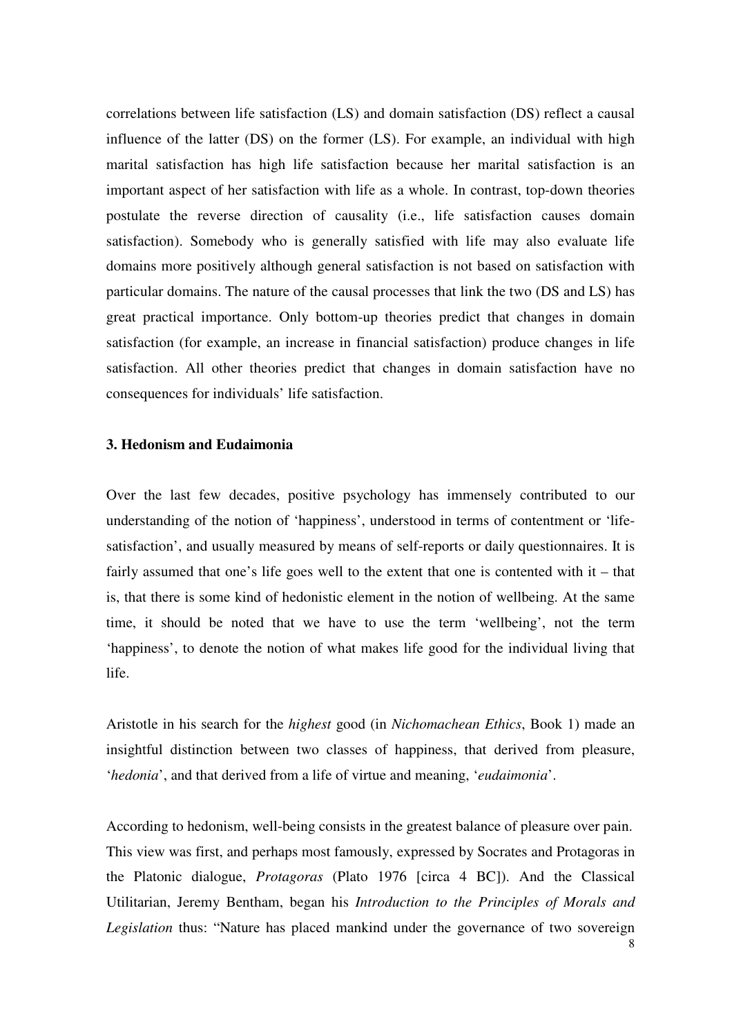correlations between life satisfaction (LS) and domain satisfaction (DS) reflect a causal influence of the latter (DS) on the former (LS). For example, an individual with high marital satisfaction has high life satisfaction because her marital satisfaction is an important aspect of her satisfaction with life as a whole. In contrast, top-down theories postulate the reverse direction of causality (i.e., life satisfaction causes domain satisfaction). Somebody who is generally satisfied with life may also evaluate life domains more positively although general satisfaction is not based on satisfaction with particular domains. The nature of the causal processes that link the two (DS and LS) has great practical importance. Only bottom-up theories predict that changes in domain satisfaction (for example, an increase in financial satisfaction) produce changes in life satisfaction. All other theories predict that changes in domain satisfaction have no consequences for individuals' life satisfaction.

### 3. Hedonism and Eudaimonia

Over the last few decades, positive psychology has immensely contributed to our understanding of the notion of 'happiness', understood in terms of contentment or 'life-satisfaction', and usually measured by means of self-reports or daily questionnaires. It is fairly assumed that one's life goes well to the extent that one is contented with it – that is, that there is some kind of hedonistic element in the notion of wellbeing. At the same time, it should be noted that we have to use the term 'wellbeing', not the term 'happiness', to denote the notion of what makes life good for the individual living that life.

Aristotle in his search for the *highest* good (in *Nichomachean Ethics*, Book 1) made an insightful distinction between two classes of happiness, that derived from pleasure, '*hedonia*', and that derived from a life of virtue and meaning, '*eudaimonia*'.

According to hedonism, well-being consists in the greatest balance of pleasure over pain. This view was first, and perhaps most famously, expressed by Socrates and Protagoras in the Platonic dialogue, *Protagoras* (Plato 1976 [circa 4 BC]). And the Classical Utilitarian, Jeremy Bentham, began his *Introduction to the Principles of Morals and Legislation* thus: "Nature has placed mankind under the governance of two sovereign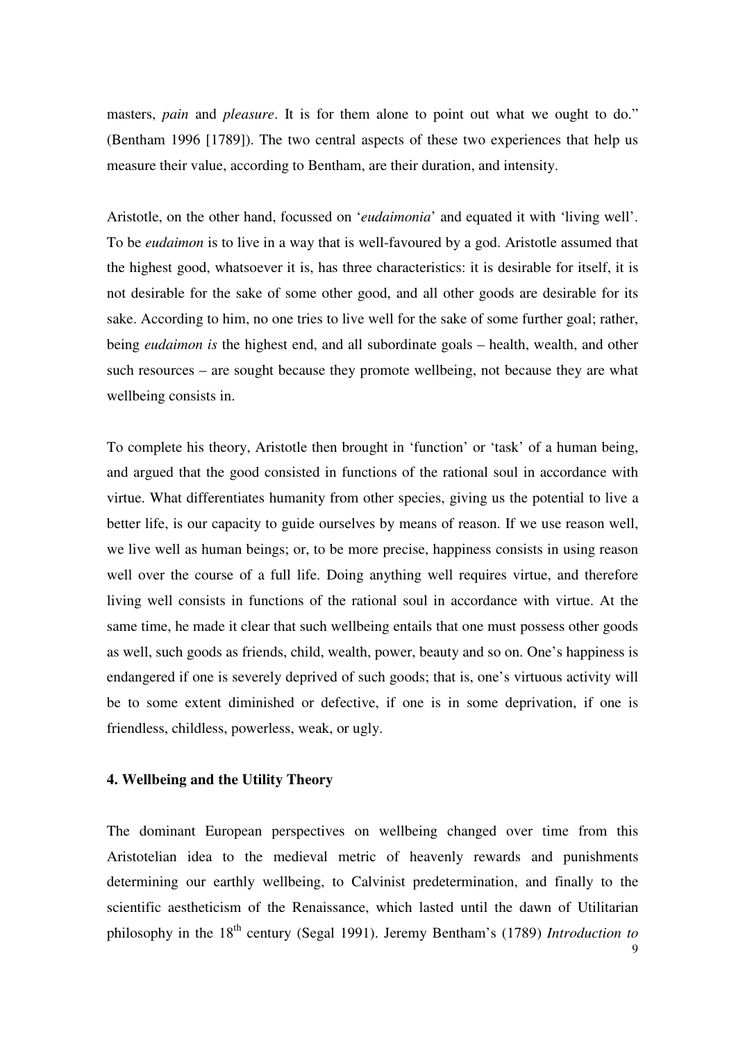masters, *pain* and *pleasure*. It is for them alone to point out what we ought to do." (Bentham 1996 [1789]). The two central aspects of these two experiences that help us measure their value, according to Bentham, are their duration, and intensity.

Aristotle, on the other hand, focussed on '*eudaimonia*' and equated it with 'living well'. To be *eudaimon* is to live in a way that is well-favoured by a god. Aristotle assumed that the highest good, whatsoever it is, has three characteristics: it is desirable for itself, it is not desirable for the sake of some other good, and all other goods are desirable for its sake. According to him, no one tries to live well for the sake of some further goal; rather, being *eudaimon is* the highest end, and all subordinate goals – health, wealth, and other such resources – are sought because they promote wellbeing, not because they are what wellbeing consists in.

To complete his theory, Aristotle then brought in 'function' or 'task' of a human being, and argued that the good consisted in functions of the rational soul in accordance with virtue. What differentiates humanity from other species, giving us the potential to live a better life, is our capacity to guide ourselves by means of reason. If we use reason well, we live well as human beings; or, to be more precise, happiness consists in using reason well over the course of a full life. Doing anything well requires virtue, and therefore living well consists in functions of the rational soul in accordance with virtue. At the same time, he made it clear that such wellbeing entails that one must possess other goods as well, such goods as friends, child, wealth, power, beauty and so on. One's happiness is endangered if one is severely deprived of such goods; that is, one's virtuous activity will be to some extent diminished or defective, if one is in some deprivation, if one is friendless, childless, powerless, weak, or ugly.

### 4. Wellbeing and the Utility Theory

The dominant European perspectives on wellbeing changed over time from this Aristotelian idea to the medieval metric of heavenly rewards and punishments determining our earthly wellbeing, to Calvinist predetermination, and finally to the scientific aestheticism of the Renaissance, which lasted until the dawn of Utilitarian philosophy in the 18th century (Segal 1991). Jeremy Bentham's (1789) *Introduction to*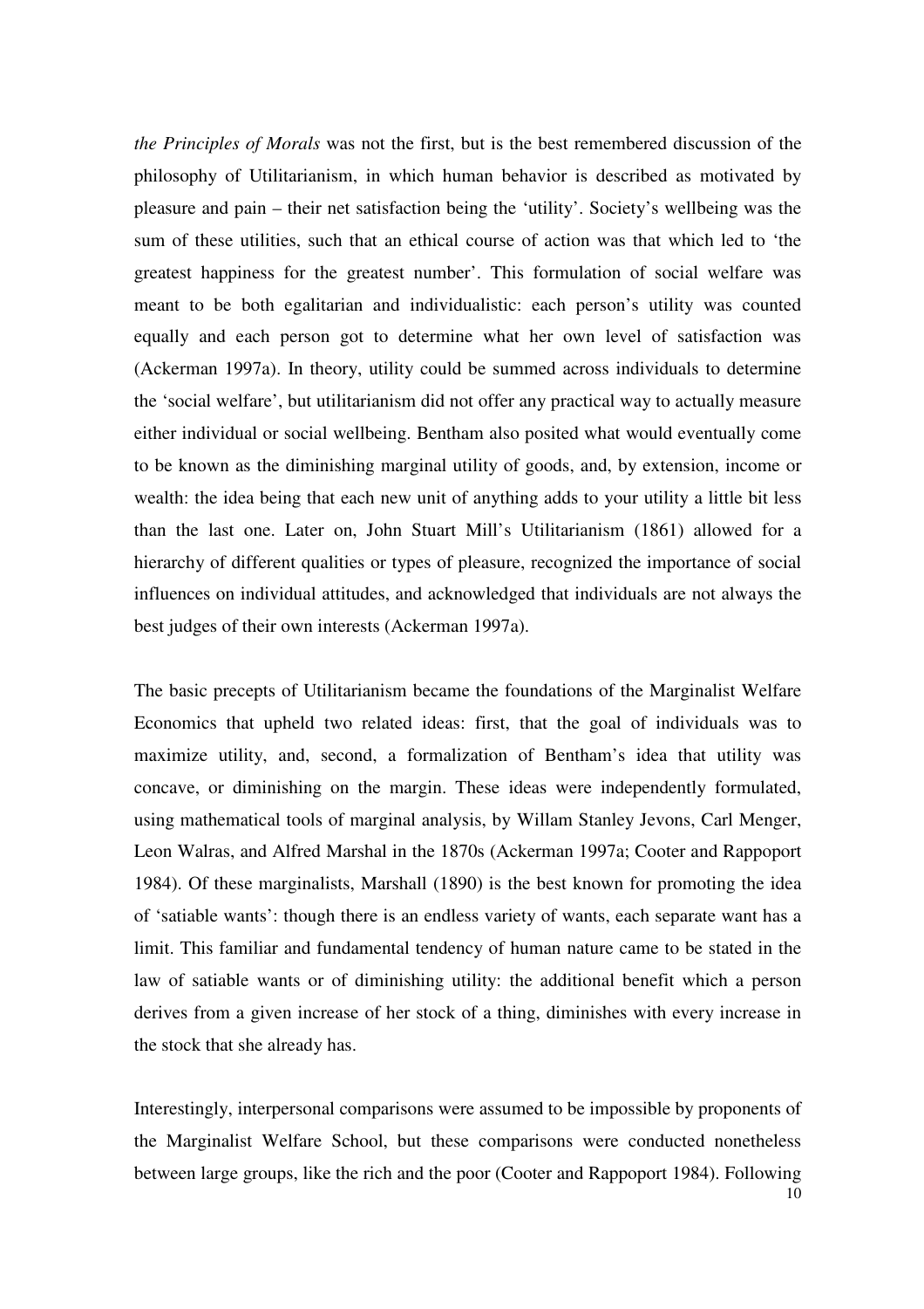*the Principles of Morals* was not the first, but is the best remembered discussion of the philosophy of Utilitarianism, in which human behavior is described as motivated by pleasure and pain – their net satisfaction being the 'utility'. Society's wellbeing was the sum of these utilities, such that an ethical course of action was that which led to 'the greatest happiness for the greatest number'. This formulation of social welfare was meant to be both egalitarian and individualistic: each person's utility was counted equally and each person got to determine what her own level of satisfaction was (Ackerman 1997a). In theory, utility could be summed across individuals to determine the 'social welfare', but utilitarianism did not offer any practical way to actually measure either individual or social wellbeing. Bentham also posited what would eventually come to be known as the diminishing marginal utility of goods, and, by extension, income or wealth: the idea being that each new unit of anything adds to your utility a little bit less than the last one. Later on, John Stuart Mill's Utilitarianism (1861) allowed for a hierarchy of different qualities or types of pleasure, recognized the importance of social influences on individual attitudes, and acknowledged that individuals are not always the best judges of their own interests (Ackerman 1997a).

The basic precepts of Utilitarianism became the foundations of the Marginalist Welfare Economics that upheld two related ideas: first, that the goal of individuals was to maximize utility, and, second, a formalization of Bentham's idea that utility was concave, or diminishing on the margin. These ideas were independently formulated, using mathematical tools of marginal analysis, by Willam Stanley Jevons, Carl Menger, Leon Walras, and Alfred Marshal in the 1870s (Ackerman 1997a; Cooter and Rappoport 1984). Of these marginalists, Marshall (1890) is the best known for promoting the idea of 'satiable wants': though there is an endless variety of wants, each separate want has a limit. This familiar and fundamental tendency of human nature came to be stated in the law of satiable wants or of diminishing utility: the additional benefit which a person derives from a given increase of her stock of a thing, diminishes with every increase in the stock that she already has.

Interestingly, interpersonal comparisons were assumed to be impossible by proponents of the Marginalist Welfare School, but these comparisons were conducted nonetheless between large groups, like the rich and the poor (Cooter and Rappoport 1984). Following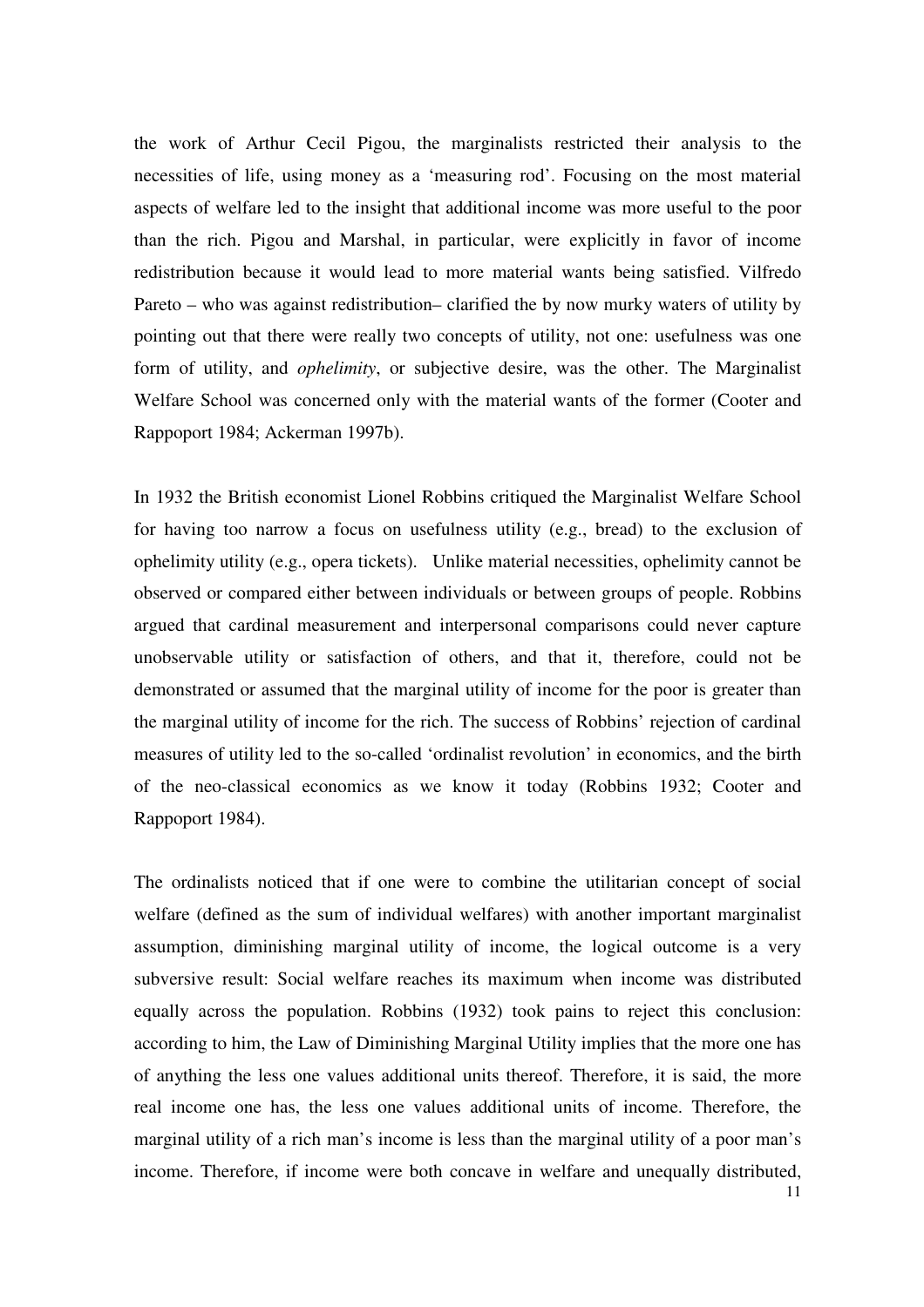the work of Arthur Cecil Pigou, the marginalists restricted their analysis to the necessities of life, using money as a 'measuring rod'. Focusing on the most material aspects of welfare led to the insight that additional income was more useful to the poor than the rich. Pigou and Marshal, in particular, were explicitly in favor of income redistribution because it would lead to more material wants being satisfied. Vilfredo Pareto – who was against redistribution– clarified the by now murky waters of utility by pointing out that there were really two concepts of utility, not one: usefulness was one form of utility, and *ophelimity*, or subjective desire, was the other. The Marginalist Welfare School was concerned only with the material wants of the former (Cooter and Rappoport 1984; Ackerman 1997b).

In 1932 the British economist Lionel Robbins critiqued the Marginalist Welfare School for having too narrow a focus on usefulness utility (e.g., bread) to the exclusion of ophelimity utility (e.g., opera tickets). Unlike material necessities, ophelimity cannot be observed or compared either between individuals or between groups of people. Robbins argued that cardinal measurement and interpersonal comparisons could never capture unobservable utility or satisfaction of others, and that it, therefore, could not be demonstrated or assumed that the marginal utility of income for the poor is greater than the marginal utility of income for the rich. The success of Robbins' rejection of cardinal measures of utility led to the so-called 'ordinalist revolution' in economics, and the birth of the neo-classical economics as we know it today (Robbins 1932; Cooter and Rappoport 1984).

The ordinalists noticed that if one were to combine the utilitarian concept of social welfare (defined as the sum of individual welfares) with another important marginalist assumption, diminishing marginal utility of income, the logical outcome is a very subversive result: Social welfare reaches its maximum when income was distributed equally across the population. Robbins (1932) took pains to reject this conclusion: according to him, the Law of Diminishing Marginal Utility implies that the more one has of anything the less one values additional units thereof. Therefore, it is said, the more real income one has, the less one values additional units of income. Therefore, the marginal utility of a rich man's income is less than the marginal utility of a poor man's income. Therefore, if income were both concave in welfare and unequally distributed,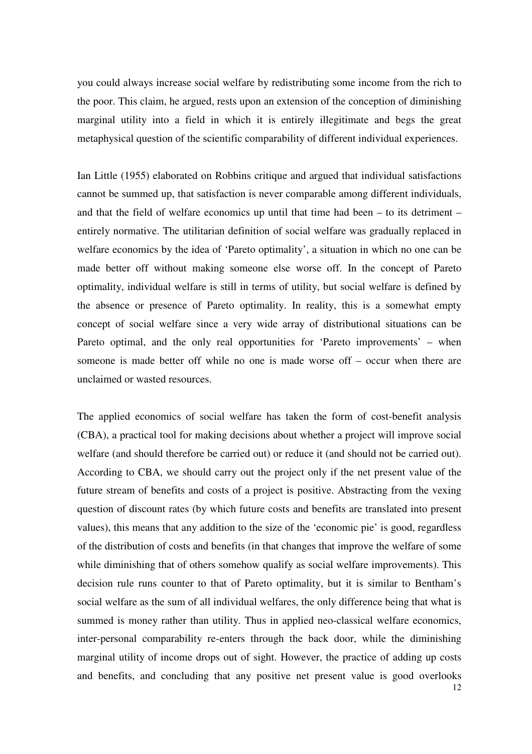you could always increase social welfare by redistributing some income from the rich to the poor. This claim, he argued, rests upon an extension of the conception of diminishing marginal utility into a field in which it is entirely illegitimate and begs the great metaphysical question of the scientific comparability of different individual experiences.

Ian Little (1955) elaborated on Robbins critique and argued that individual satisfactions cannot be summed up, that satisfaction is never comparable among different individuals, and that the field of welfare economics up until that time had been – to its detriment – entirely normative. The utilitarian definition of social welfare was gradually replaced in welfare economics by the idea of 'Pareto optimality', a situation in which no one can be made better off without making someone else worse off. In the concept of Pareto optimality, individual welfare is still in terms of utility, but social welfare is defined by the absence or presence of Pareto optimality. In reality, this is a somewhat empty concept of social welfare since a very wide array of distributional situations can be Pareto optimal, and the only real opportunities for 'Pareto improvements' – when someone is made better off while no one is made worse off – occur when there are unclaimed or wasted resources.

The applied economics of social welfare has taken the form of cost-benefit analysis (CBA), a practical tool for making decisions about whether a project will improve social welfare (and should therefore be carried out) or reduce it (and should not be carried out). According to CBA, we should carry out the project only if the net present value of the future stream of benefits and costs of a project is positive. Abstracting from the vexing question of discount rates (by which future costs and benefits are translated into present values), this means that any addition to the size of the 'economic pie' is good, regardless of the distribution of costs and benefits (in that changes that improve the welfare of some while diminishing that of others somehow qualify as social welfare improvements). This decision rule runs counter to that of Pareto optimality, but it is similar to Bentham's social welfare as the sum of all individual welfares, the only difference being that what is summed is money rather than utility. Thus in applied neo-classical welfare economics, inter-personal comparability re-enters through the back door, while the diminishing marginal utility of income drops out of sight. However, the practice of adding up costs and benefits, and concluding that any positive net present value is good overlooks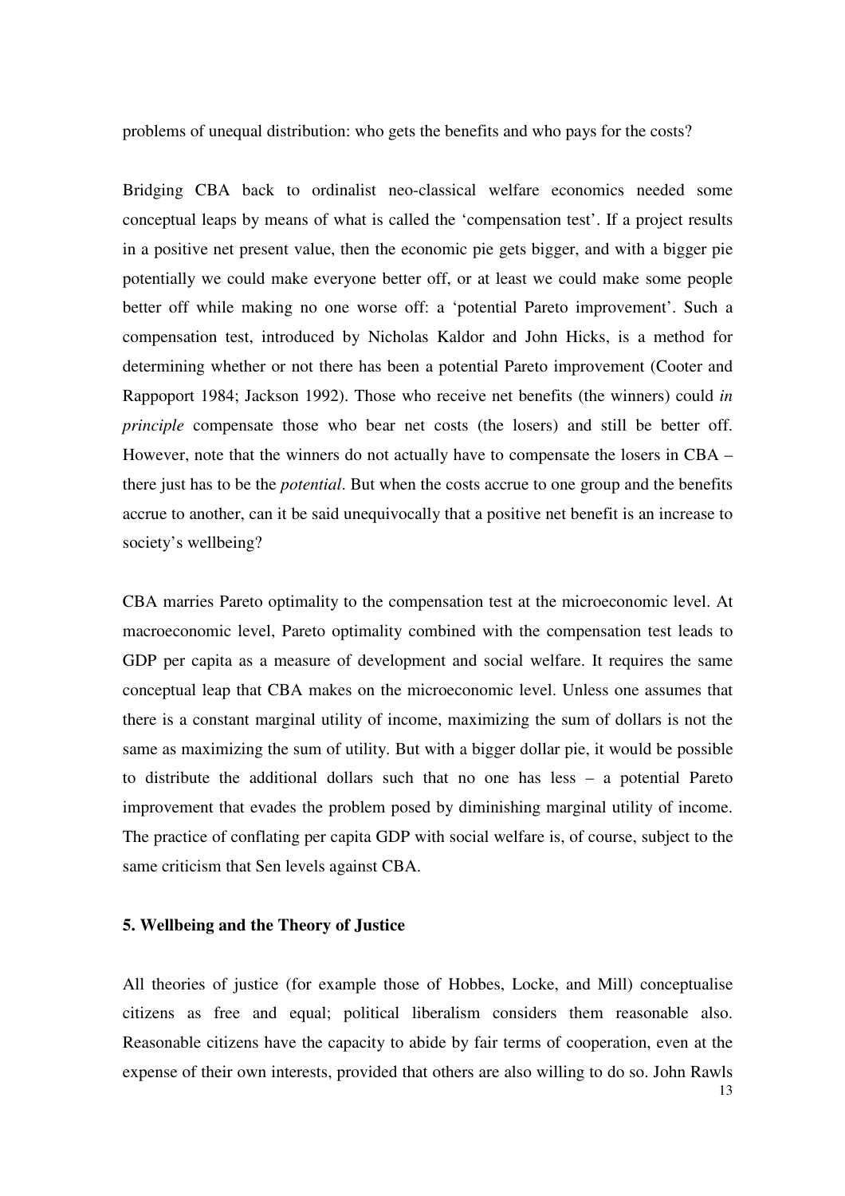problems of unequal distribution: who gets the benefits and who pays for the costs?

Bridging CBA back to ordinalist neo-classical welfare economics needed some conceptual leaps by means of what is called the 'compensation test'. If a project results in a positive net present value, then the economic pie gets bigger, and with a bigger pie potentially we could make everyone better off, or at least we could make some people better off while making no one worse off: a 'potential Pareto improvement'. Such a compensation test, introduced by Nicholas Kaldor and John Hicks, is a method for determining whether or not there has been a potential Pareto improvement (Cooter and Rappoport 1984; Jackson 1992). Those who receive net benefits (the winners) could *in principle* compensate those who bear net costs (the losers) and still be better off. However, note that the winners do not actually have to compensate the losers in CBA – there just has to be the *potential*. But when the costs accrue to one group and the benefits accrue to another, can it be said unequivocally that a positive net benefit is an increase to society's wellbeing?

CBA marries Pareto optimality to the compensation test at the microeconomic level. At macroeconomic level, Pareto optimality combined with the compensation test leads to GDP per capita as a measure of development and social welfare. It requires the same conceptual leap that CBA makes on the microeconomic level. Unless one assumes that there is a constant marginal utility of income, maximizing the sum of dollars is not the same as maximizing the sum of utility. But with a bigger dollar pie, it would be possible to distribute the additional dollars such that no one has less – a potential Pareto improvement that evades the problem posed by diminishing marginal utility of income. The practice of conflating per capita GDP with social welfare is, of course, subject to the same criticism that Sen levels against CBA.

## 5. Wellbeing and the Theory of Justice

All theories of justice (for example those of Hobbes, Locke, and Mill) conceptualise citizens as free and equal; political liberalism considers them reasonable also. Reasonable citizens have the capacity to abide by fair terms of cooperation, even at the expense of their own interests, provided that others are also willing to do so. John Rawls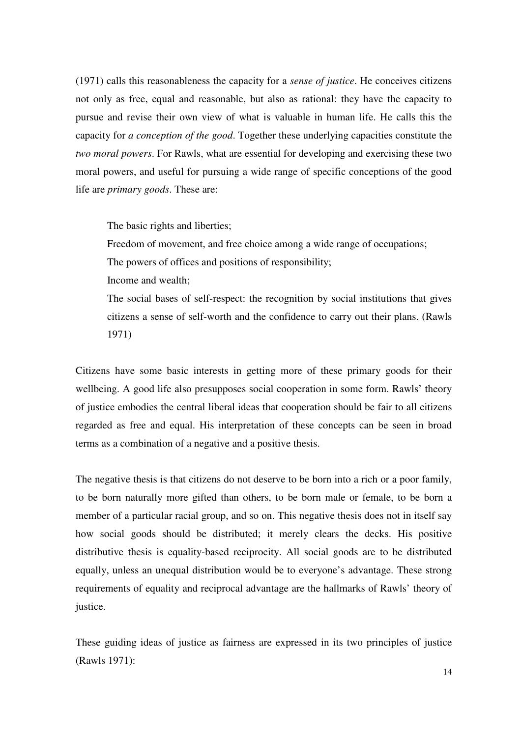(1971) calls this reasonableness the capacity for a *sense of justice*. He conceives citizens not only as free, equal and reasonable, but also as rational: they have the capacity to pursue and revise their own view of what is valuable in human life. He calls this the capacity for *a conception of the good*. Together these underlying capacities constitute the *two moral powers*. For Rawls, what are essential for developing and exercising these two moral powers, and useful for pursuing a wide range of specific conceptions of the good life are *primary goods*. These are:

> The basic rights and liberties;
> Freedom of movement, and free choice among a wide range of occupations;
> The powers of offices and positions of responsibility;
> Income and wealth;
> The social bases of self-respect: the recognition by social institutions that gives citizens a sense of self-worth and the confidence to carry out their plans. (Rawls 1971)

Citizens have some basic interests in getting more of these primary goods for their wellbeing. A good life also presupposes social cooperation in some form. Rawls' theory of justice embodies the central liberal ideas that cooperation should be fair to all citizens regarded as free and equal. His interpretation of these concepts can be seen in broad terms as a combination of a negative and a positive thesis.

The negative thesis is that citizens do not deserve to be born into a rich or a poor family, to be born naturally more gifted than others, to be born male or female, to be born a member of a particular racial group, and so on. This negative thesis does not in itself say how social goods should be distributed; it merely clears the decks. His positive distributive thesis is equality-based reciprocity. All social goods are to be distributed equally, unless an unequal distribution would be to everyone's advantage. These strong requirements of equality and reciprocal advantage are the hallmarks of Rawls' theory of justice.

These guiding ideas of justice as fairness are expressed in its two principles of justice (Rawls 1971):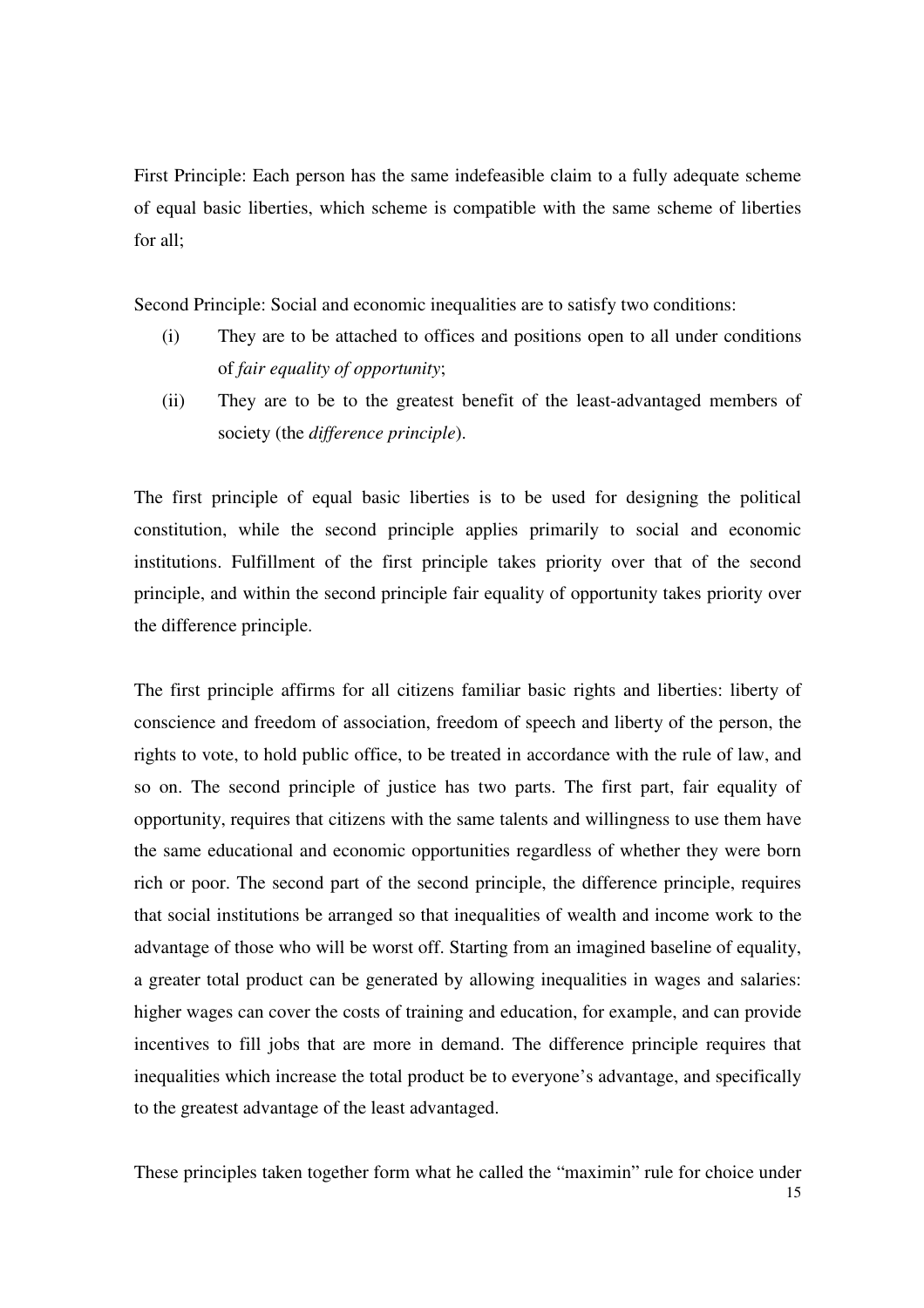First Principle: Each person has the same indefeasible claim to a fully adequate scheme of equal basic liberties, which scheme is compatible with the same scheme of liberties for all;

Second Principle: Social and economic inequalities are to satisfy two conditions:

(i) They are to be attached to offices and positions open to all under conditions of *fair equality of opportunity*;

(ii) They are to be to the greatest benefit of the least-advantaged members of society (the *difference principle*).

The first principle of equal basic liberties is to be used for designing the political constitution, while the second principle applies primarily to social and economic institutions. Fulfillment of the first principle takes priority over that of the second principle, and within the second principle fair equality of opportunity takes priority over the difference principle.

The first principle affirms for all citizens familiar basic rights and liberties: liberty of conscience and freedom of association, freedom of speech and liberty of the person, the rights to vote, to hold public office, to be treated in accordance with the rule of law, and so on. The second principle of justice has two parts. The first part, fair equality of opportunity, requires that citizens with the same talents and willingness to use them have the same educational and economic opportunities regardless of whether they were born rich or poor. The second part of the second principle, the difference principle, requires that social institutions be arranged so that inequalities of wealth and income work to the advantage of those who will be worst off. Starting from an imagined baseline of equality, a greater total product can be generated by allowing inequalities in wages and salaries: higher wages can cover the costs of training and education, for example, and can provide incentives to fill jobs that are more in demand. The difference principle requires that inequalities which increase the total product be to everyone's advantage, and specifically to the greatest advantage of the least advantaged.

These principles taken together form what he called the "maximin" rule for choice under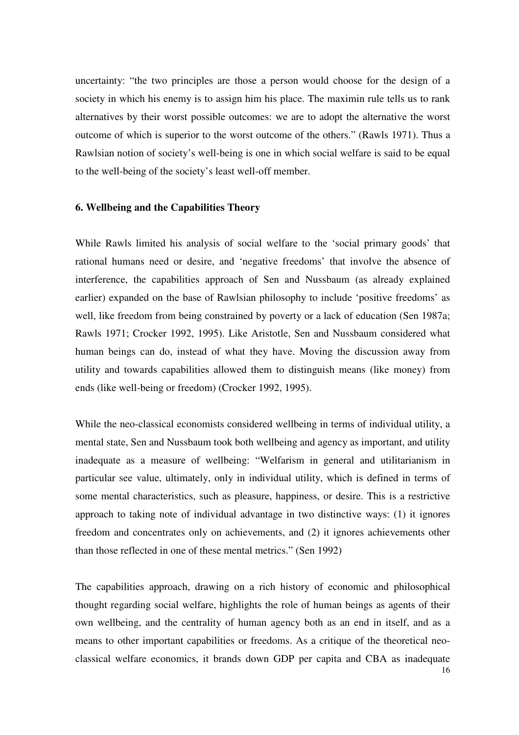uncertainty: "the two principles are those a person would choose for the design of a society in which his enemy is to assign him his place. The maximin rule tells us to rank alternatives by their worst possible outcomes: we are to adopt the alternative the worst outcome of which is superior to the worst outcome of the others." (Rawls 1971). Thus a Rawlsian notion of society's well-being is one in which social welfare is said to be equal to the well-being of the society's least well-off member.

### 6. Wellbeing and the Capabilities Theory

While Rawls limited his analysis of social welfare to the 'social primary goods' that rational humans need or desire, and 'negative freedoms' that involve the absence of interference, the capabilities approach of Sen and Nussbaum (as already explained earlier) expanded on the base of Rawlsian philosophy to include 'positive freedoms' as well, like freedom from being constrained by poverty or a lack of education (Sen 1987a; Rawls 1971; Crocker 1992, 1995). Like Aristotle, Sen and Nussbaum considered what human beings can do, instead of what they have. Moving the discussion away from utility and towards capabilities allowed them to distinguish means (like money) from ends (like well-being or freedom) (Crocker 1992, 1995).

While the neo-classical economists considered wellbeing in terms of individual utility, a mental state, Sen and Nussbaum took both wellbeing and agency as important, and utility inadequate as a measure of wellbeing: "Welfarism in general and utilitarianism in particular see value, ultimately, only in individual utility, which is defined in terms of some mental characteristics, such as pleasure, happiness, or desire. This is a restrictive approach to taking note of individual advantage in two distinctive ways: (1) it ignores freedom and concentrates only on achievements, and (2) it ignores achievements other than those reflected in one of these mental metrics." (Sen 1992)

The capabilities approach, drawing on a rich history of economic and philosophical thought regarding social welfare, highlights the role of human beings as agents of their own wellbeing, and the centrality of human agency both as an end in itself, and as a means to other important capabilities or freedoms. As a critique of the theoretical neo-classical welfare economics, it brands down GDP per capita and CBA as inadequate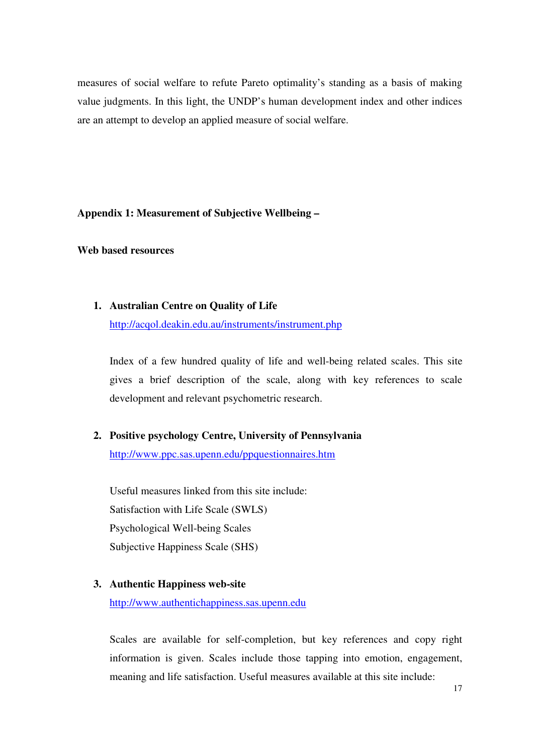measures of social welfare to refute Pareto optimality's standing as a basis of making value judgments. In this light, the UNDP's human development index and other indices are an attempt to develop an applied measure of social welfare.

## Appendix 1: Measurement of Subjective Wellbeing –

### Web based resources

1. **Australian Centre on Quality of Life**
   http://acqol.deakin.edu.au/instruments/instrument.php

   Index of a few hundred quality of life and well-being related scales. This site gives a brief description of the scale, along with key references to scale development and relevant psychometric research.

2. **Positive psychology Centre, University of Pennsylvania**
   http://www.ppc.sas.upenn.edu/ppquestionnaires.htm

   Useful measures linked from this site include:
   Satisfaction with Life Scale (SWLS)
   Psychological Well-being Scales
   Subjective Happiness Scale (SHS)

3. **Authentic Happiness web-site**
   http://www.authentichappiness.sas.upenn.edu

   Scales are available for self-completion, but key references and copy right information is given. Scales include those tapping into emotion, engagement, meaning and life satisfaction. Useful measures available at this site include: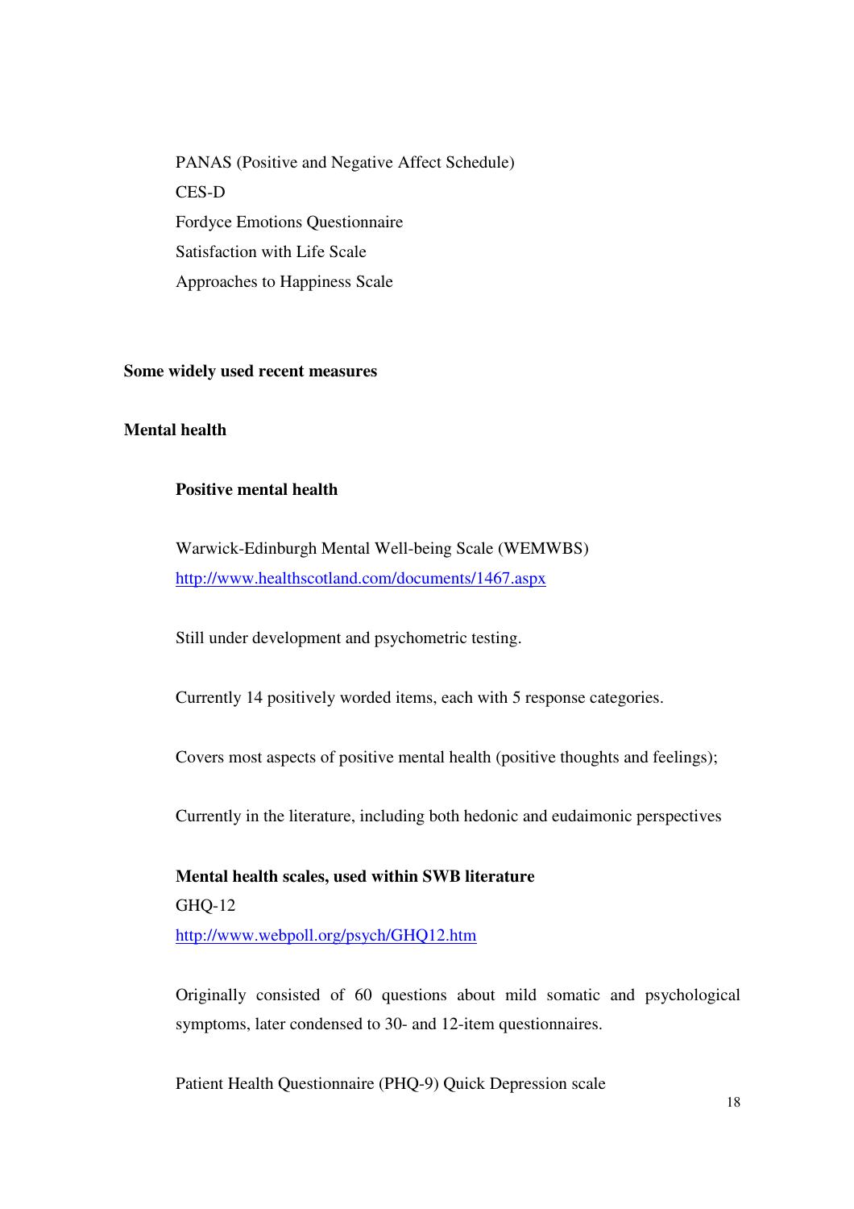PANAS (Positive and Negative Affect Schedule)

CES-D

Fordyce Emotions Questionnaire

Satisfaction with Life Scale

Approaches to Happiness Scale

**Some widely used recent measures**

**Mental health**

**Positive mental health**

Warwick-Edinburgh Mental Well-being Scale (WEMWBS)
http://www.healthscotland.com/documents/1467.aspx

Still under development and psychometric testing.

Currently 14 positively worded items, each with 5 response categories.

Covers most aspects of positive mental health (positive thoughts and feelings);

Currently in the literature, including both hedonic and eudaimonic perspectives

**Mental health scales, used within SWB literature**

GHQ-12
http://www.webpoll.org/psych/GHQ12.htm

Originally consisted of 60 questions about mild somatic and psychological symptoms, later condensed to 30- and 12-item questionnaires.

Patient Health Questionnaire (PHQ-9) Quick Depression scale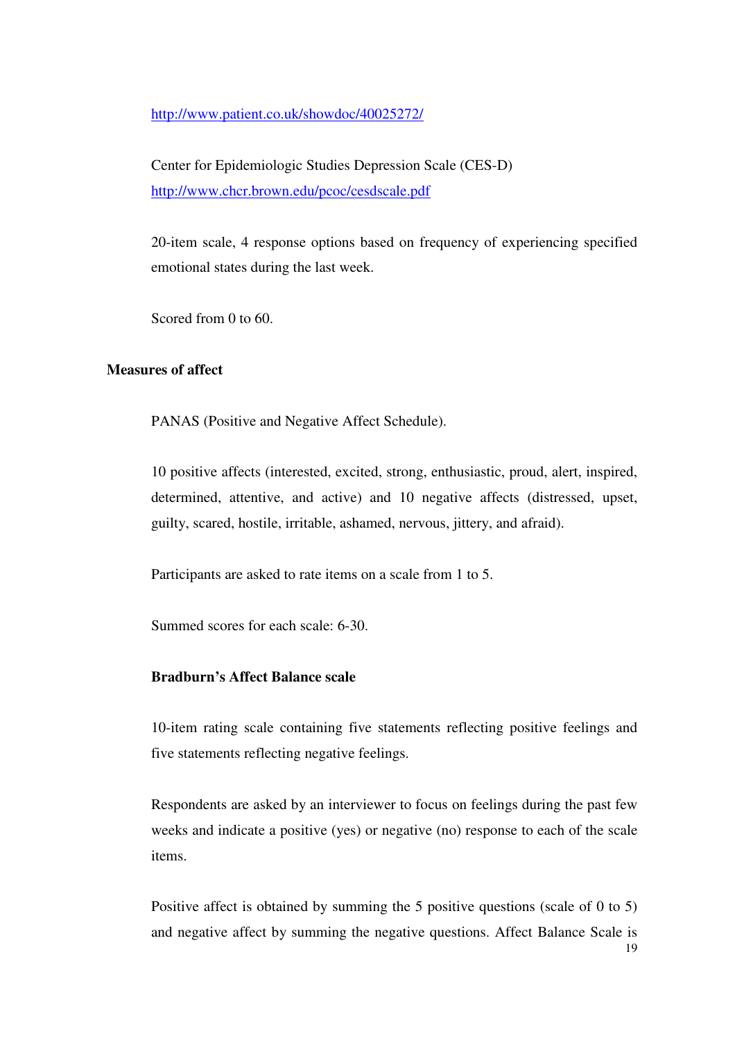http://www.patient.co.uk/showdoc/40025272/

Center for Epidemiologic Studies Depression Scale (CES-D)
http://www.chcr.brown.edu/pcoc/cesdscale.pdf

20-item scale, 4 response options based on frequency of experiencing specified emotional states during the last week.

Scored from 0 to 60.

**Measures of affect**

PANAS (Positive and Negative Affect Schedule).

10 positive affects (interested, excited, strong, enthusiastic, proud, alert, inspired, determined, attentive, and active) and 10 negative affects (distressed, upset, guilty, scared, hostile, irritable, ashamed, nervous, jittery, and afraid).

Participants are asked to rate items on a scale from 1 to 5.

Summed scores for each scale: 6-30.

**Bradburn's Affect Balance scale**

10-item rating scale containing five statements reflecting positive feelings and five statements reflecting negative feelings.

Respondents are asked by an interviewer to focus on feelings during the past few weeks and indicate a positive (yes) or negative (no) response to each of the scale items.

Positive affect is obtained by summing the 5 positive questions (scale of 0 to 5) and negative affect by summing the negative questions. Affect Balance Scale is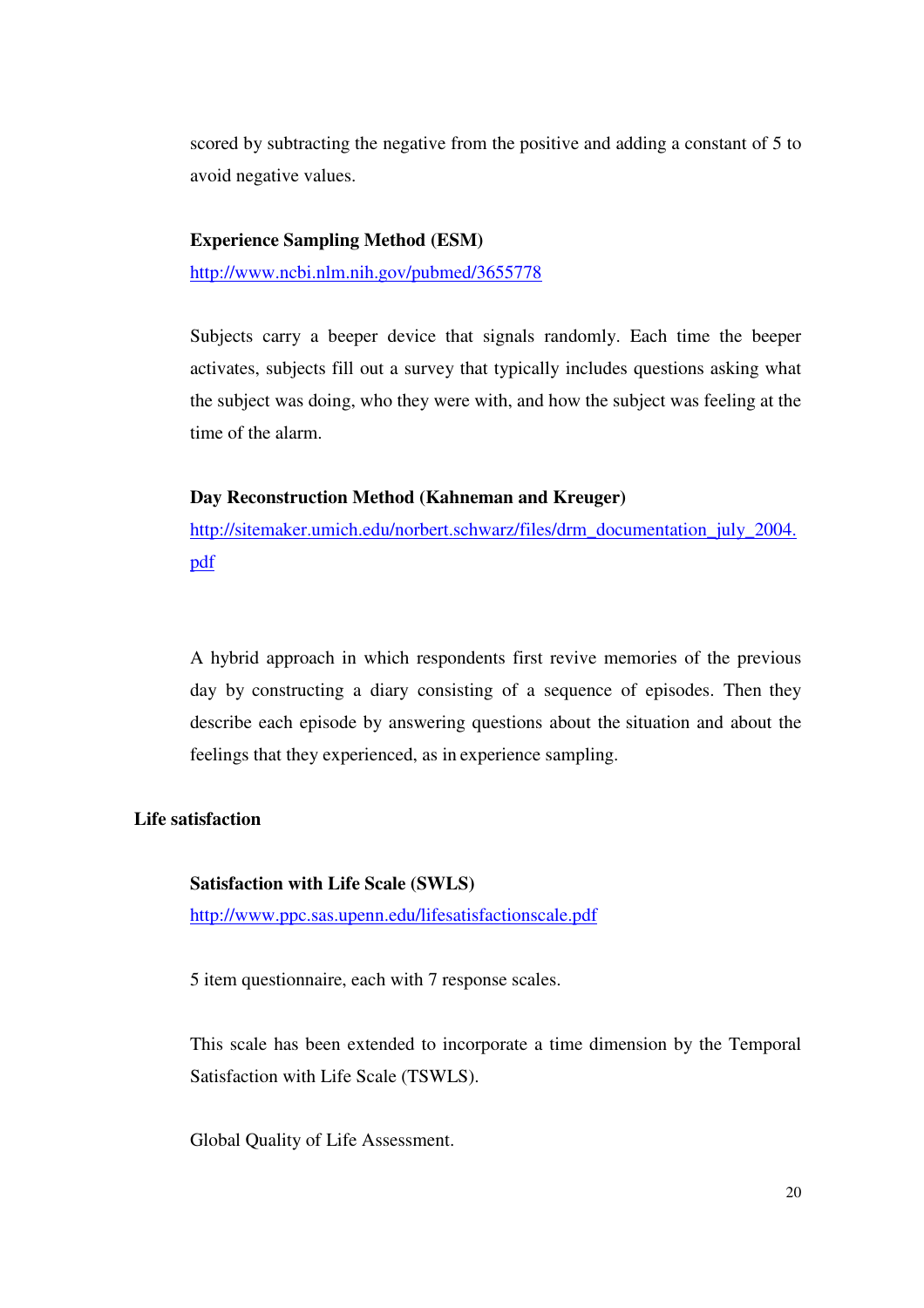scored by subtracting the negative from the positive and adding a constant of 5 to avoid negative values.

**Experience Sampling Method (ESM)**

http://www.ncbi.nlm.nih.gov/pubmed/3655778

Subjects carry a beeper device that signals randomly. Each time the beeper activates, subjects fill out a survey that typically includes questions asking what the subject was doing, who they were with, and how the subject was feeling at the time of the alarm.

**Day Reconstruction Method (Kahneman and Kreuger)**

http://sitemaker.umich.edu/norbert.schwarz/files/drm_documentation_july_2004.pdf

A hybrid approach in which respondents first revive memories of the previous day by constructing a diary consisting of a sequence of episodes. Then they describe each episode by answering questions about the situation and about the feelings that they experienced, as in experience sampling.

## Life satisfaction

**Satisfaction with Life Scale (SWLS)**

http://www.ppc.sas.upenn.edu/lifesatisfactionscale.pdf

5 item questionnaire, each with 7 response scales.

This scale has been extended to incorporate a time dimension by the Temporal Satisfaction with Life Scale (TSWLS).

Global Quality of Life Assessment.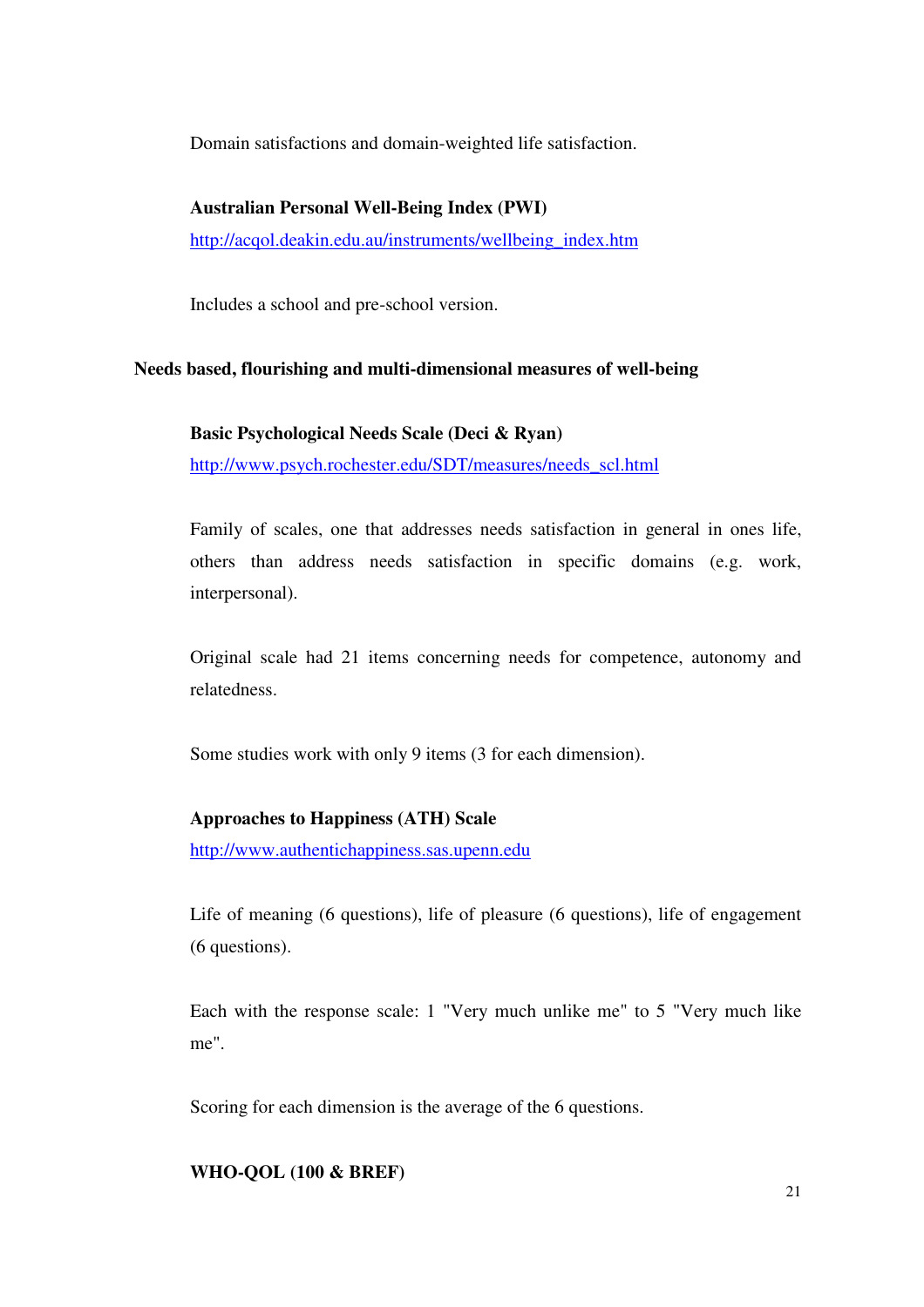Domain satisfactions and domain-weighted life satisfaction.

**Australian Personal Well-Being Index (PWI)**

http://acqol.deakin.edu.au/instruments/wellbeing_index.htm

Includes a school and pre-school version.

## Needs based, flourishing and multi-dimensional measures of well-being

**Basic Psychological Needs Scale (Deci & Ryan)**

http://www.psych.rochester.edu/SDT/measures/needs_scl.html

Family of scales, one that addresses needs satisfaction in general in ones life, others than address needs satisfaction in specific domains (e.g. work, interpersonal).

Original scale had 21 items concerning needs for competence, autonomy and relatedness.

Some studies work with only 9 items (3 for each dimension).

**Approaches to Happiness (ATH) Scale**

http://www.authentichappiness.sas.upenn.edu

Life of meaning (6 questions), life of pleasure (6 questions), life of engagement (6 questions).

Each with the response scale: 1 "Very much unlike me" to 5 "Very much like me".

Scoring for each dimension is the average of the 6 questions.

**WHO-QOL (100 & BREF)**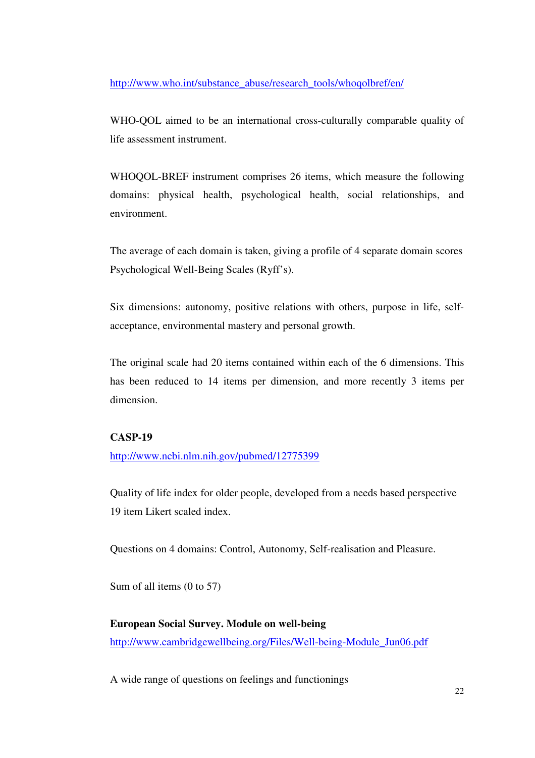http://www.who.int/substance_abuse/research_tools/whoqolbref/en/

WHO-QOL aimed to be an international cross-culturally comparable quality of life assessment instrument.

WHOQOL-BREF instrument comprises 26 items, which measure the following domains: physical health, psychological health, social relationships, and environment.

The average of each domain is taken, giving a profile of 4 separate domain scores Psychological Well-Being Scales (Ryff's).

Six dimensions: autonomy, positive relations with others, purpose in life, self-acceptance, environmental mastery and personal growth.

The original scale had 20 items contained within each of the 6 dimensions. This has been reduced to 14 items per dimension, and more recently 3 items per dimension.

**CASP-19**

http://www.ncbi.nlm.nih.gov/pubmed/12775399

Quality of life index for older people, developed from a needs based perspective 19 item Likert scaled index.

Questions on 4 domains: Control, Autonomy, Self-realisation and Pleasure.

Sum of all items (0 to 57)

**European Social Survey. Module on well-being**

http://www.cambridgewellbeing.org/Files/Well-being-Module_Jun06.pdf

A wide range of questions on feelings and functionings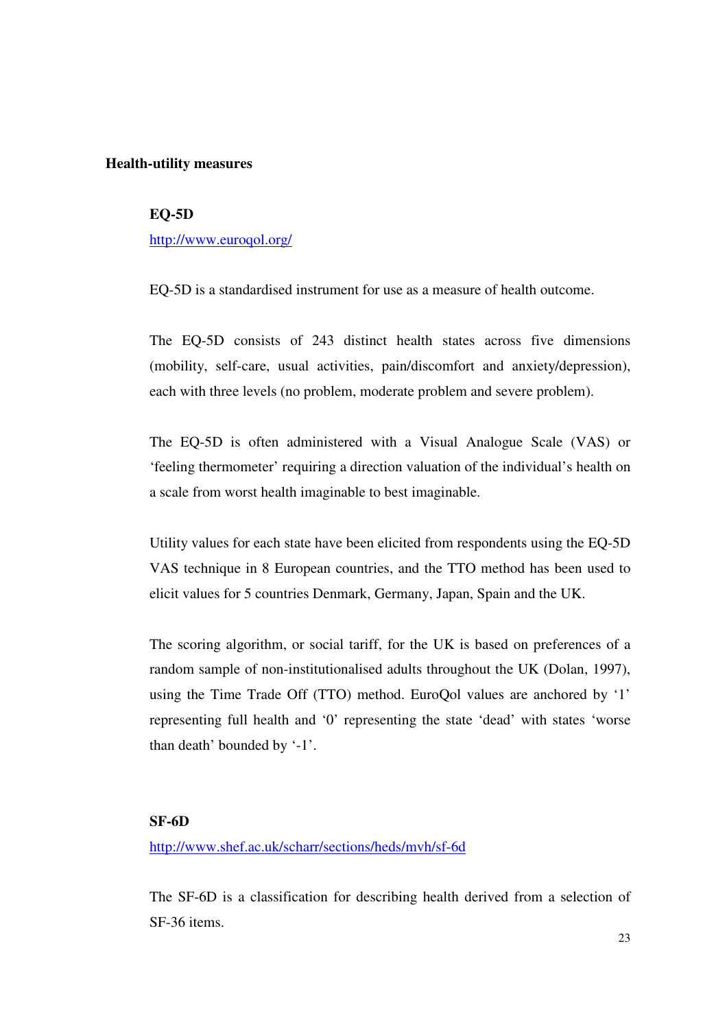## Health-utility measures

### EQ-5D

http://www.euroqol.org/

EQ-5D is a standardised instrument for use as a measure of health outcome.

The EQ-5D consists of 243 distinct health states across five dimensions (mobility, self-care, usual activities, pain/discomfort and anxiety/depression), each with three levels (no problem, moderate problem and severe problem).

The EQ-5D is often administered with a Visual Analogue Scale (VAS) or 'feeling thermometer' requiring a direction valuation of the individual's health on a scale from worst health imaginable to best imaginable.

Utility values for each state have been elicited from respondents using the EQ-5D VAS technique in 8 European countries, and the TTO method has been used to elicit values for 5 countries Denmark, Germany, Japan, Spain and the UK.

The scoring algorithm, or social tariff, for the UK is based on preferences of a random sample of non-institutionalised adults throughout the UK (Dolan, 1997), using the Time Trade Off (TTO) method. EuroQol values are anchored by '1' representing full health and '0' representing the state 'dead' with states 'worse than death' bounded by '-1'.

### SF-6D

http://www.shef.ac.uk/scharr/sections/heds/mvh/sf-6d

The SF-6D is a classification for describing health derived from a selection of SF-36 items.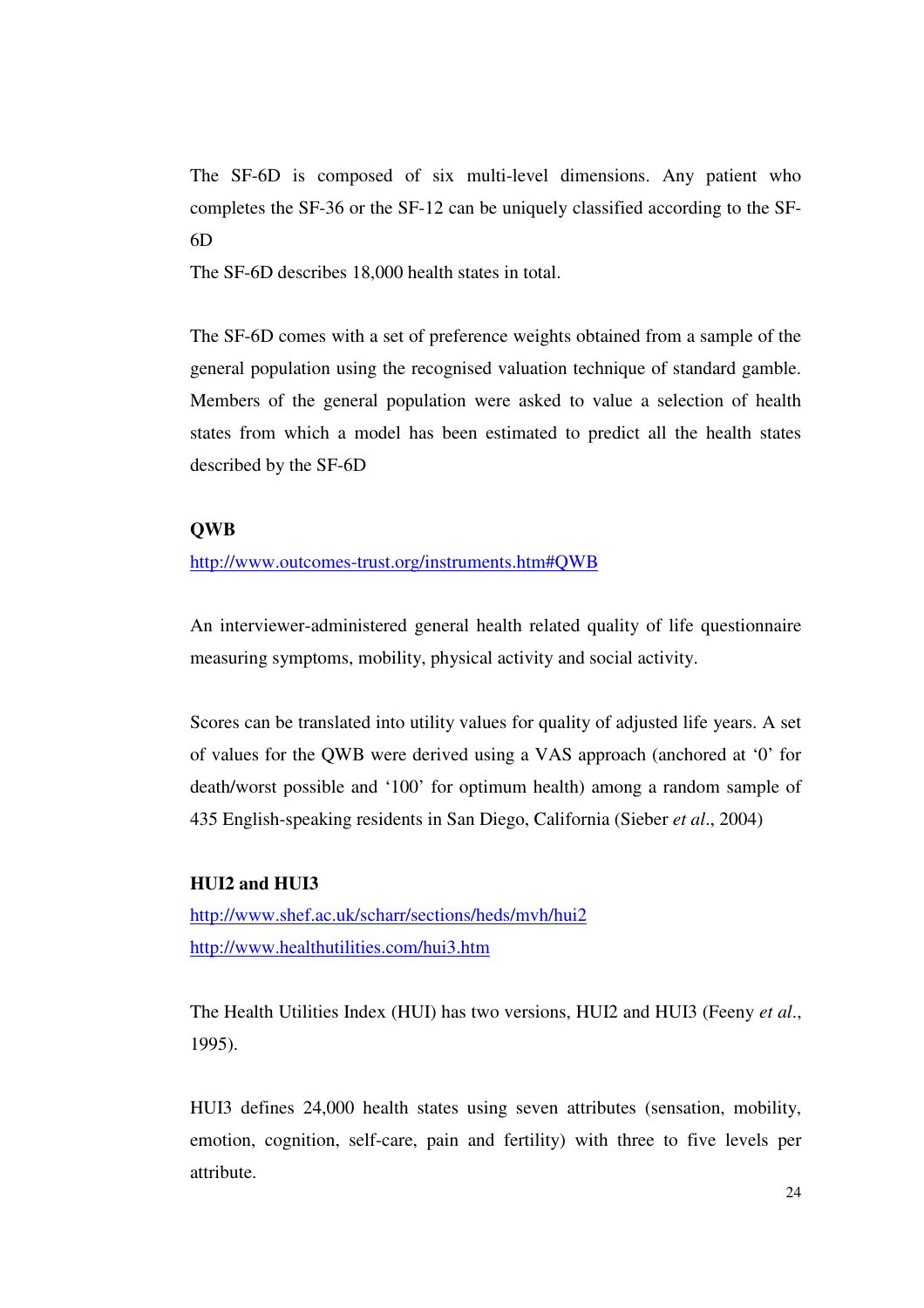The SF-6D is composed of six multi-level dimensions. Any patient who completes the SF-36 or the SF-12 can be uniquely classified according to the SF-6D

The SF-6D describes 18,000 health states in total.

The SF-6D comes with a set of preference weights obtained from a sample of the general population using the recognised valuation technique of standard gamble. Members of the general population were asked to value a selection of health states from which a model has been estimated to predict all the health states described by the SF-6D

**QWB**

http://www.outcomes-trust.org/instruments.htm#QWB

An interviewer-administered general health related quality of life questionnaire measuring symptoms, mobility, physical activity and social activity.

Scores can be translated into utility values for quality of adjusted life years. A set of values for the QWB were derived using a VAS approach (anchored at '0' for death/worst possible and '100' for optimum health) among a random sample of 435 English-speaking residents in San Diego, California (Sieber *et al*., 2004)

**HUI2 and HUI3**

http://www.shef.ac.uk/scharr/sections/heds/mvh/hui2

http://www.healthutilities.com/hui3.htm

The Health Utilities Index (HUI) has two versions, HUI2 and HUI3 (Feeny *et al*., 1995).

HUI3 defines 24,000 health states using seven attributes (sensation, mobility, emotion, cognition, self-care, pain and fertility) with three to five levels per attribute.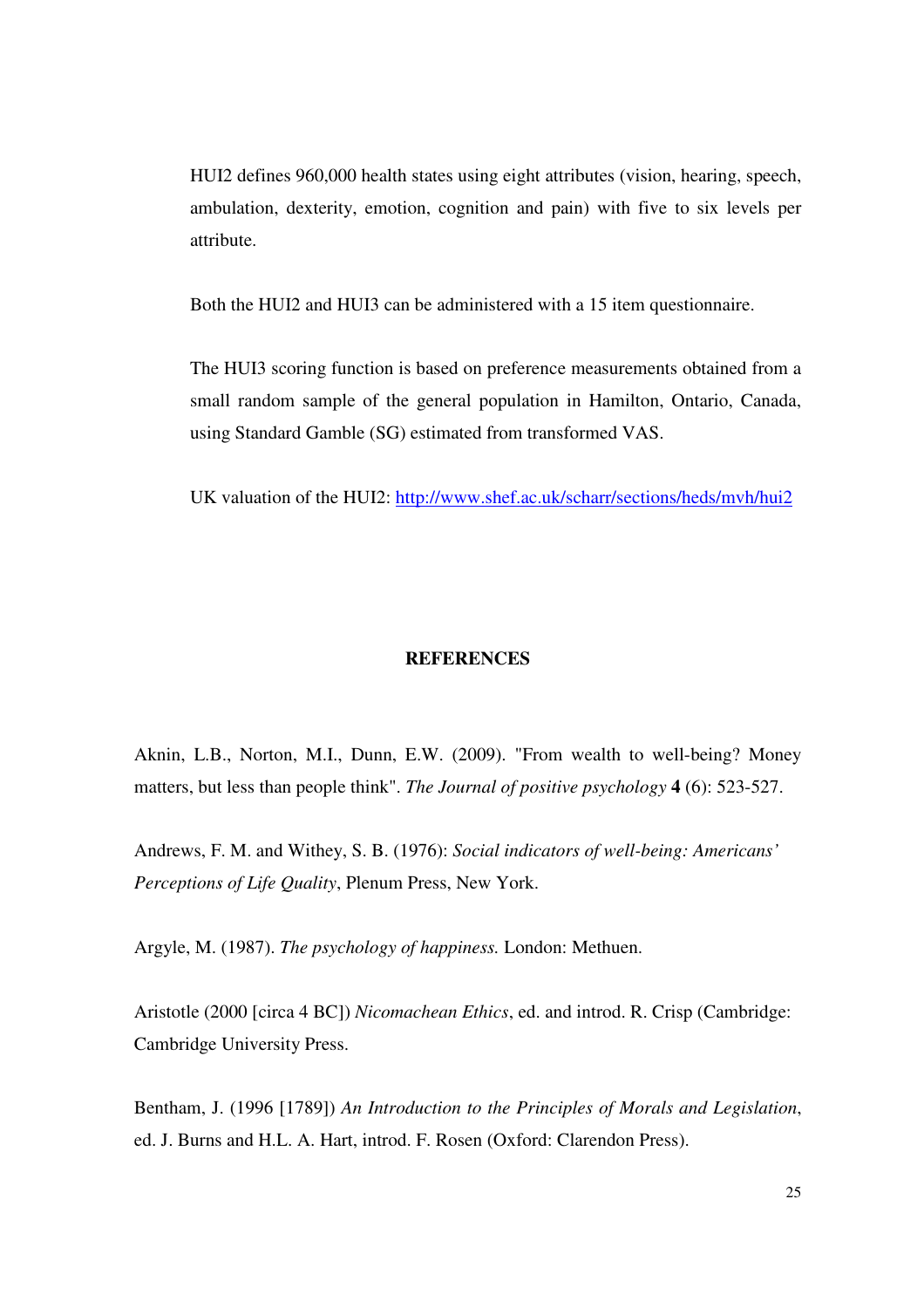HUI2 defines 960,000 health states using eight attributes (vision, hearing, speech, ambulation, dexterity, emotion, cognition and pain) with five to six levels per attribute.

Both the HUI2 and HUI3 can be administered with a 15 item questionnaire.

The HUI3 scoring function is based on preference measurements obtained from a small random sample of the general population in Hamilton, Ontario, Canada, using Standard Gamble (SG) estimated from transformed VAS.

UK valuation of the HUI2: http://www.shef.ac.uk/scharr/sections/heds/mvh/hui2

## REFERENCES

Aknin, L.B., Norton, M.I., Dunn, E.W. (2009). "From wealth to well-being? Money matters, but less than people think". *The Journal of positive psychology* **4** (6): 523-527.

Andrews, F. M. and Withey, S. B. (1976): *Social indicators of well-being: Americans' Perceptions of Life Quality*, Plenum Press, New York.

Argyle, M. (1987). *The psychology of happiness.* London: Methuen.

Aristotle (2000 [circa 4 BC]) *Nicomachean Ethics*, ed. and introd. R. Crisp (Cambridge: Cambridge University Press.

Bentham, J. (1996 [1789]) *An Introduction to the Principles of Morals and Legislation*, ed. J. Burns and H.L. A. Hart, introd. F. Rosen (Oxford: Clarendon Press).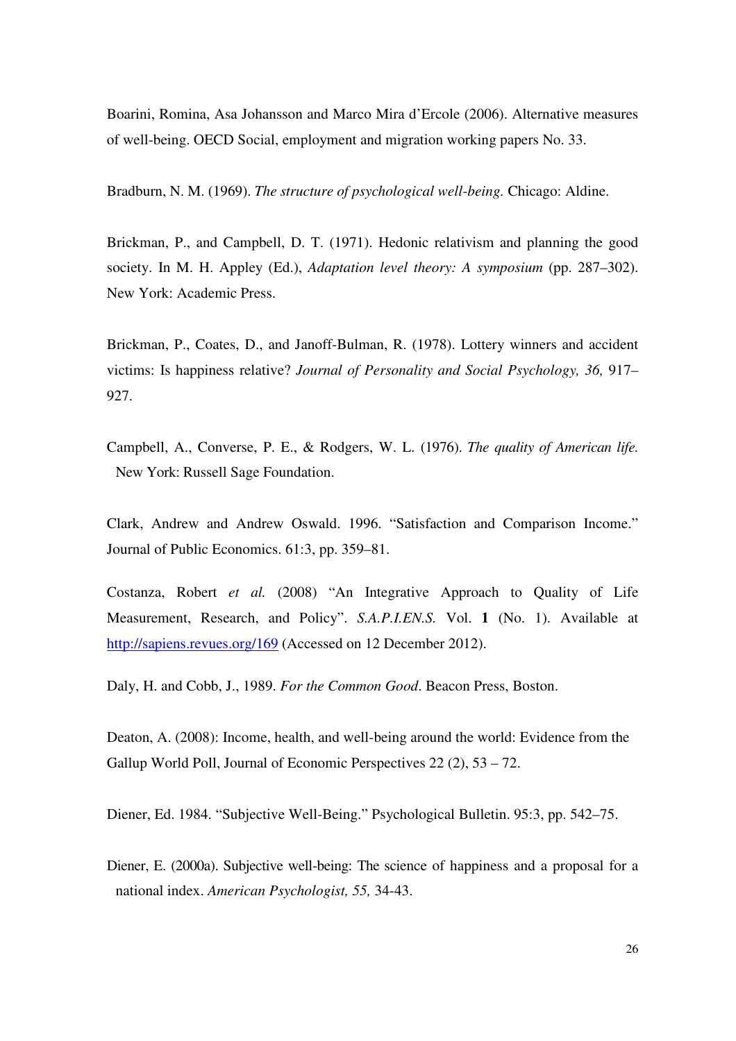Boarini, Romina, Asa Johansson and Marco Mira d'Ercole (2006). Alternative measures of well-being. OECD Social, employment and migration working papers No. 33.

Bradburn, N. M. (1969). *The structure of psychological well-being.* Chicago: Aldine.

Brickman, P., and Campbell, D. T. (1971). Hedonic relativism and planning the good society. In M. H. Appley (Ed.), *Adaptation level theory: A symposium* (pp. 287–302). New York: Academic Press.

Brickman, P., Coates, D., and Janoff-Bulman, R. (1978). Lottery winners and accident victims: Is happiness relative? *Journal of Personality and Social Psychology, 36,* 917–927.

Campbell, A., Converse, P. E., & Rodgers, W. L. (1976). *The quality of American life.* New York: Russell Sage Foundation.

Clark, Andrew and Andrew Oswald. 1996. "Satisfaction and Comparison Income." Journal of Public Economics. 61:3, pp. 359–81.

Costanza, Robert *et al.* (2008) "An Integrative Approach to Quality of Life Measurement, Research, and Policy". *S.A.P.I.EN.S.* Vol. **1** (No. 1). Available at http://sapiens.revues.org/169 (Accessed on 12 December 2012).

Daly, H. and Cobb, J., 1989. *For the Common Good*. Beacon Press, Boston.

Deaton, A. (2008): Income, health, and well-being around the world: Evidence from the Gallup World Poll, Journal of Economic Perspectives 22 (2), 53 – 72.

Diener, Ed. 1984. "Subjective Well-Being." Psychological Bulletin. 95:3, pp. 542–75.

Diener, E. (2000a). Subjective well-being: The science of happiness and a proposal for a national index. *American Psychologist, 55,* 34-43.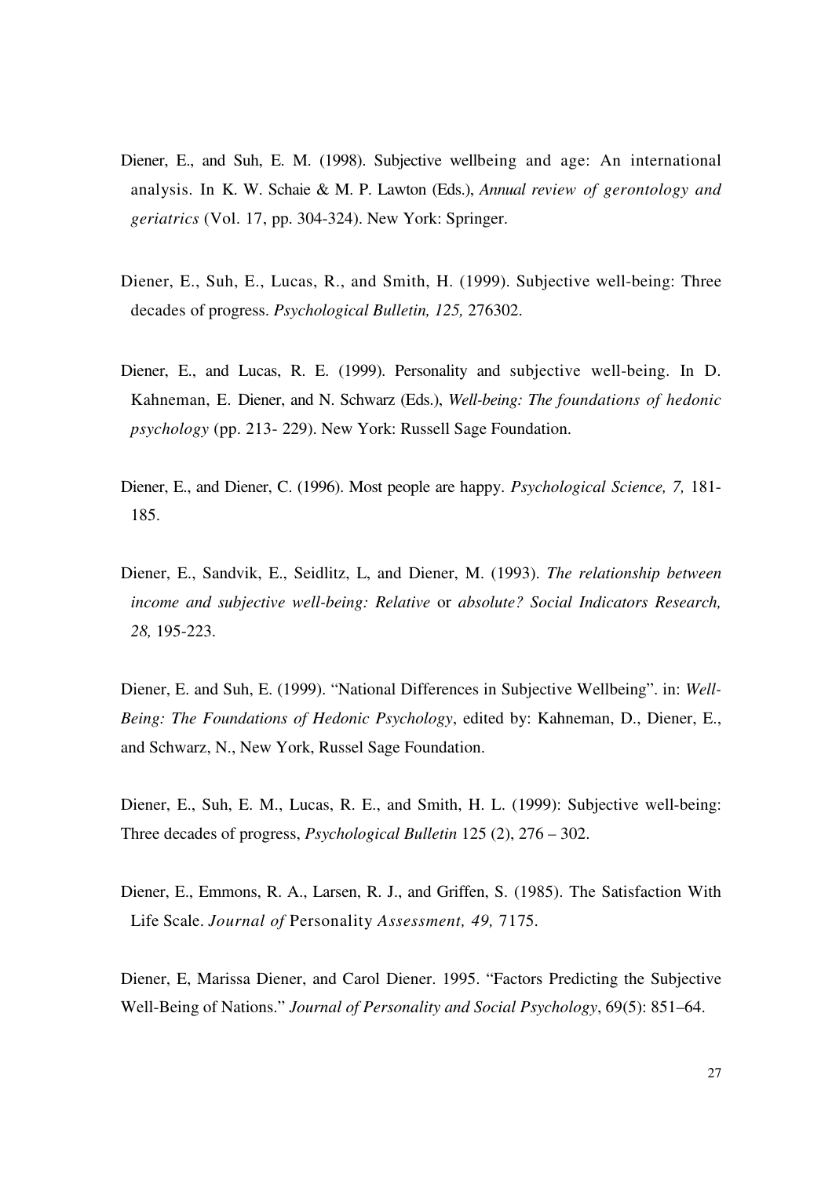Diener, E., and Suh, E. M. (1998). Subjective wellbeing and age: An international analysis. In K. W. Schaie & M. P. Lawton (Eds.), *Annual review of gerontology and geriatrics* (Vol. 17, pp. 304-324). New York: Springer.

Diener, E., Suh, E., Lucas, R., and Smith, H. (1999). Subjective well-being: Three decades of progress. *Psychological Bulletin, 125,* 276302.

Diener, E., and Lucas, R. E. (1999). Personality and subjective well-being. In D. Kahneman, E. Diener, and N. Schwarz (Eds.), *Well-being: The foundations of hedonic psychology* (pp. 213- 229). New York: Russell Sage Foundation.

Diener, E., and Diener, C. (1996). Most people are happy. *Psychological Science, 7,* 181-185.

Diener, E., Sandvik, E., Seidlitz, L, and Diener, M. (1993). *The relationship between income and subjective well-being: Relative* or *absolute? Social Indicators Research, 28,* 195-223.

Diener, E. and Suh, E. (1999). "National Differences in Subjective Wellbeing". in: *Well-Being: The Foundations of Hedonic Psychology*, edited by: Kahneman, D., Diener, E., and Schwarz, N., New York, Russel Sage Foundation.

Diener, E., Suh, E. M., Lucas, R. E., and Smith, H. L. (1999): Subjective well-being: Three decades of progress, *Psychological Bulletin* 125 (2), 276 – 302.

Diener, E., Emmons, R. A., Larsen, R. J., and Griffen, S. (1985). The Satisfaction With Life Scale. *Journal of* Personality *Assessment, 49,* 7175.

Diener, E, Marissa Diener, and Carol Diener. 1995. "Factors Predicting the Subjective Well-Being of Nations." *Journal of Personality and Social Psychology*, 69(5): 851–64.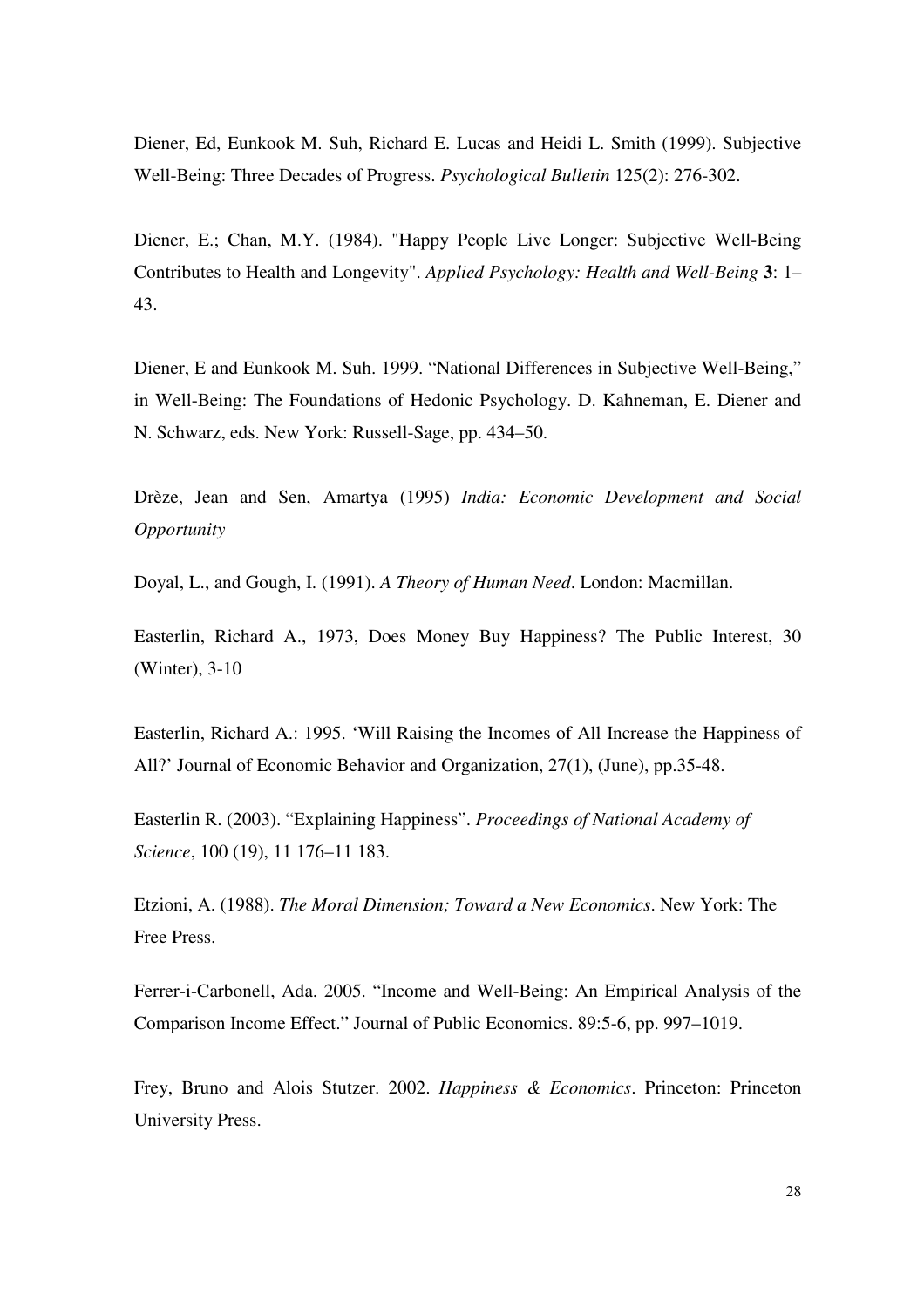Diener, Ed, Eunkook M. Suh, Richard E. Lucas and Heidi L. Smith (1999). Subjective Well-Being: Three Decades of Progress. *Psychological Bulletin* 125(2): 276-302.

Diener, E.; Chan, M.Y. (1984). "Happy People Live Longer: Subjective Well-Being Contributes to Health and Longevity". *Applied Psychology: Health and Well-Being* **3**: 1–43.

Diener, E and Eunkook M. Suh. 1999. "National Differences in Subjective Well-Being," in Well-Being: The Foundations of Hedonic Psychology. D. Kahneman, E. Diener and N. Schwarz, eds. New York: Russell-Sage, pp. 434–50.

Drèze, Jean and Sen, Amartya (1995) *India: Economic Development and Social Opportunity*

Doyal, L., and Gough, I. (1991). *A Theory of Human Need*. London: Macmillan.

Easterlin, Richard A., 1973, Does Money Buy Happiness? The Public Interest, 30 (Winter), 3-10

Easterlin, Richard A.: 1995. 'Will Raising the Incomes of All Increase the Happiness of All?' Journal of Economic Behavior and Organization, 27(1), (June), pp.35-48.

Easterlin R. (2003). "Explaining Happiness". *Proceedings of National Academy of Science*, 100 (19), 11 176–11 183.

Etzioni, A. (1988). *The Moral Dimension; Toward a New Economics*. New York: The Free Press.

Ferrer-i-Carbonell, Ada. 2005. "Income and Well-Being: An Empirical Analysis of the Comparison Income Effect." Journal of Public Economics. 89:5-6, pp. 997–1019.

Frey, Bruno and Alois Stutzer. 2002. *Happiness & Economics*. Princeton: Princeton University Press.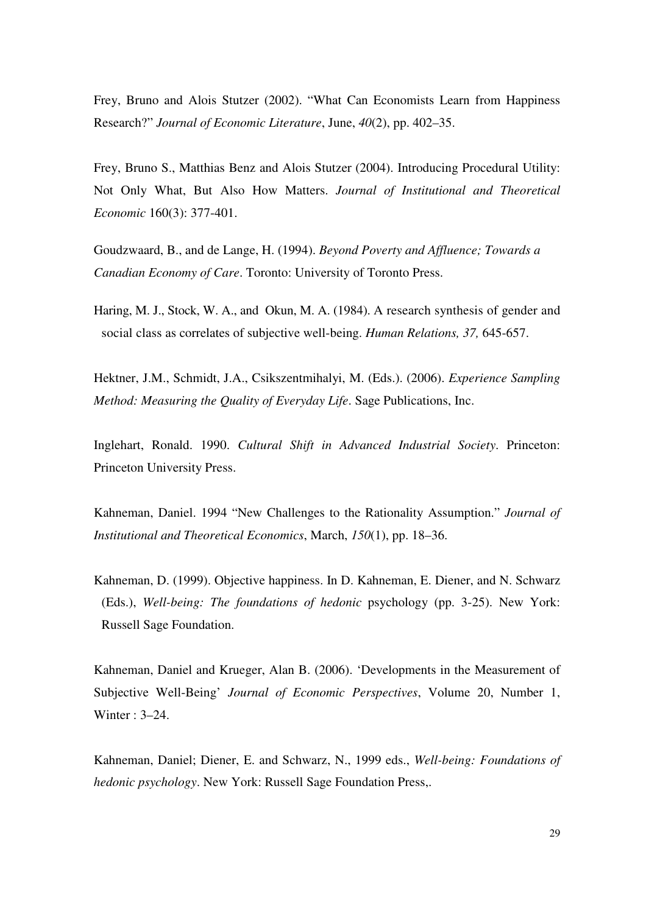Frey, Bruno and Alois Stutzer (2002). “What Can Economists Learn from Happiness Research?” *Journal of Economic Literature*, June, *40*(2), pp. 402–35.

Frey, Bruno S., Matthias Benz and Alois Stutzer (2004). Introducing Procedural Utility: Not Only What, But Also How Matters. *Journal of Institutional and Theoretical Economic* 160(3): 377-401.

Goudzwaard, B., and de Lange, H. (1994). *Beyond Poverty and Affluence; Towards a Canadian Economy of Care*. Toronto: University of Toronto Press.

Haring, M. J., Stock, W. A., and Okun, M. A. (1984). A research synthesis of gender and social class as correlates of subjective well-being. *Human Relations, 37,* 645-657.

Hektner, J.M., Schmidt, J.A., Csikszentmihalyi, M. (Eds.). (2006). *Experience Sampling Method: Measuring the Quality of Everyday Life*. Sage Publications, Inc.

Inglehart, Ronald. 1990. *Cultural Shift in Advanced Industrial Society*. Princeton: Princeton University Press.

Kahneman, Daniel. 1994 “New Challenges to the Rationality Assumption.” *Journal of Institutional and Theoretical Economics*, March, *150*(1), pp. 18–36.

Kahneman, D. (1999). Objective happiness. In D. Kahneman, E. Diener, and N. Schwarz (Eds.), *Well-being: The foundations of hedonic* psychology (pp. 3-25). New York: Russell Sage Foundation.

Kahneman, Daniel and Krueger, Alan B. (2006). ‘Developments in the Measurement of Subjective Well-Being’ *Journal of Economic Perspectives*, Volume 20, Number 1, Winter : 3–24.

Kahneman, Daniel; Diener, E. and Schwarz, N., 1999 eds., *Well-being: Foundations of hedonic psychology*. New York: Russell Sage Foundation Press,.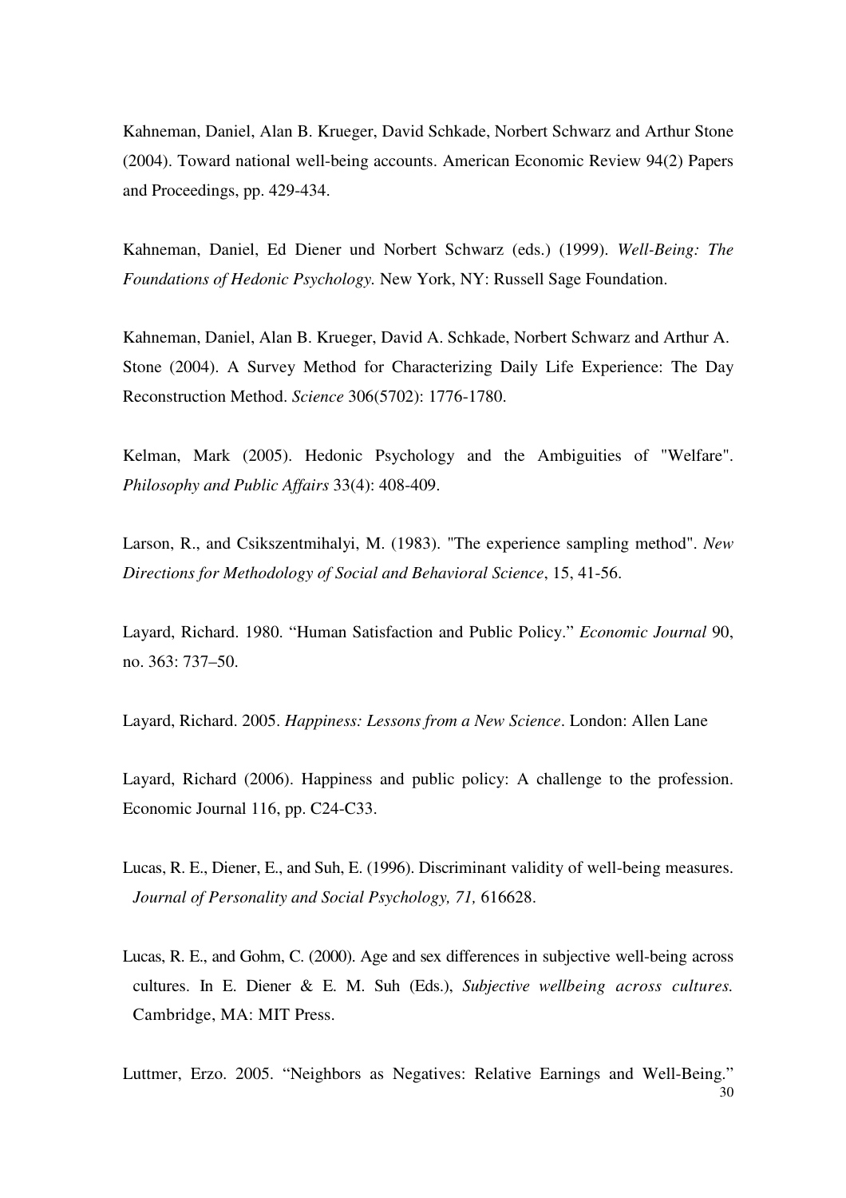Kahneman, Daniel, Alan B. Krueger, David Schkade, Norbert Schwarz and Arthur Stone (2004). Toward national well-being accounts. American Economic Review 94(2) Papers and Proceedings, pp. 429-434.

Kahneman, Daniel, Ed Diener und Norbert Schwarz (eds.) (1999). *Well-Being: The Foundations of Hedonic Psychology.* New York, NY: Russell Sage Foundation.

Kahneman, Daniel, Alan B. Krueger, David A. Schkade, Norbert Schwarz and Arthur A. Stone (2004). A Survey Method for Characterizing Daily Life Experience: The Day Reconstruction Method. *Science* 306(5702): 1776-1780.

Kelman, Mark (2005). Hedonic Psychology and the Ambiguities of "Welfare". *Philosophy and Public Affairs* 33(4): 408-409.

Larson, R., and Csikszentmihalyi, M. (1983). "The experience sampling method". *New Directions for Methodology of Social and Behavioral Science*, 15, 41-56.

Layard, Richard. 1980. "Human Satisfaction and Public Policy." *Economic Journal* 90, no. 363: 737–50.

Layard, Richard. 2005. *Happiness: Lessons from a New Science*. London: Allen Lane

Layard, Richard (2006). Happiness and public policy: A challenge to the profession. Economic Journal 116, pp. C24-C33.

Lucas, R. E., Diener, E., and Suh, E. (1996). Discriminant validity of well-being measures. *Journal of Personality and Social Psychology, 71,* 616628.

Lucas, R. E., and Gohm, C. (2000). Age and sex differences in subjective well-being across cultures. In E. Diener & E. M. Suh (Eds.), *Subjective wellbeing across cultures.* Cambridge, MA: MIT Press.

Luttmer, Erzo. 2005. "Neighbors as Negatives: Relative Earnings and Well-Being."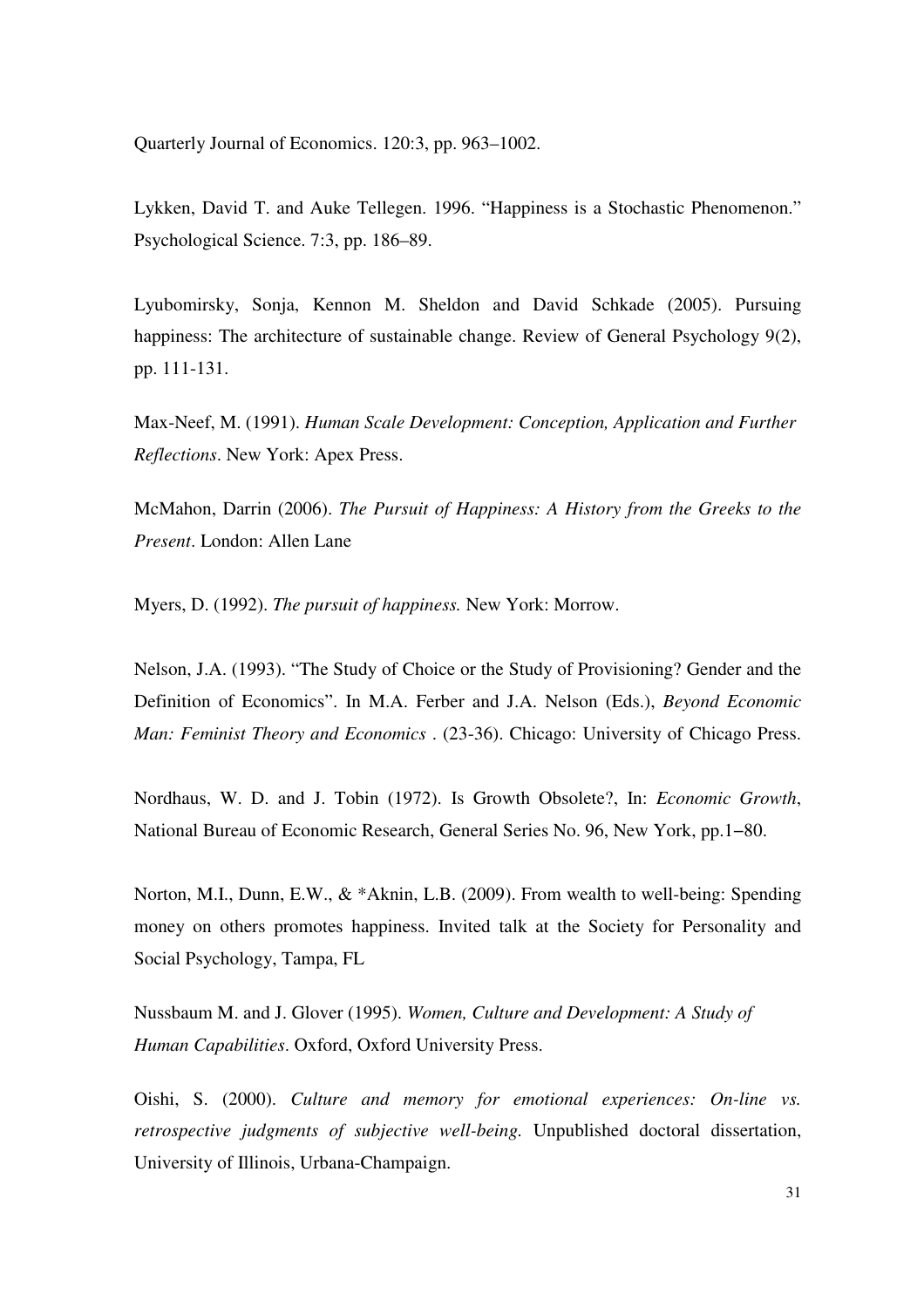Quarterly Journal of Economics. 120:3, pp. 963–1002.

Lykken, David T. and Auke Tellegen. 1996. “Happiness is a Stochastic Phenomenon.” Psychological Science. 7:3, pp. 186–89.

Lyubomirsky, Sonja, Kennon M. Sheldon and David Schkade (2005). Pursuing happiness: The architecture of sustainable change. Review of General Psychology 9(2), pp. 111-131.

Max-Neef, M. (1991). *Human Scale Development: Conception, Application and Further Reflections*. New York: Apex Press.

McMahon, Darrin (2006). *The Pursuit of Happiness: A History from the Greeks to the Present*. London: Allen Lane

Myers, D. (1992). *The pursuit of happiness.* New York: Morrow.

Nelson, J.A. (1993). “The Study of Choice or the Study of Provisioning? Gender and the Definition of Economics”. In M.A. Ferber and J.A. Nelson (Eds.), *Beyond Economic Man: Feminist Theory and Economics* . (23-36). Chicago: University of Chicago Press.

Nordhaus, W. D. and J. Tobin (1972). Is Growth Obsolete?, In: *Economic Growth*, National Bureau of Economic Research, General Series No. 96, New York, pp.1–80.

Norton, M.I., Dunn, E.W., & *Aknin, L.B. (2009). From wealth to well-being: Spending money on others promotes happiness. Invited talk at the Society for Personality and Social Psychology, Tampa, FL

Nussbaum M. and J. Glover (1995). *Women, Culture and Development: A Study of Human Capabilities*. Oxford, Oxford University Press.

Oishi, S. (2000). *Culture and memory for emotional experiences: On-line vs. retrospective judgments of subjective well-being.* Unpublished doctoral dissertation, University of Illinois, Urbana-Champaign.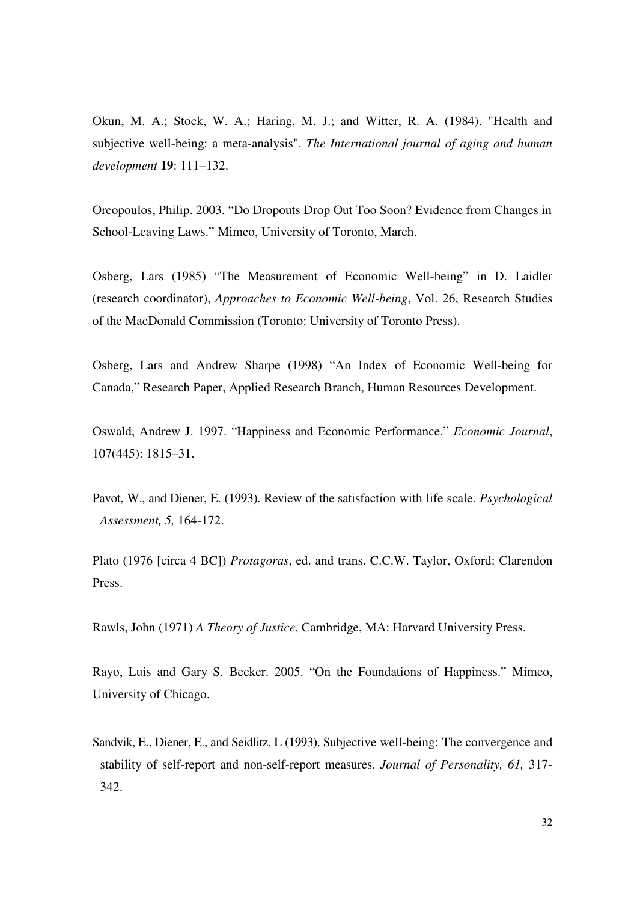Okun, M. A.; Stock, W. A.; Haring, M. J.; and Witter, R. A. (1984). "Health and subjective well-being: a meta-analysis". *The International journal of aging and human development* **19**: 111–132.

Oreopoulos, Philip. 2003. "Do Dropouts Drop Out Too Soon? Evidence from Changes in School-Leaving Laws." Mimeo, University of Toronto, March.

Osberg, Lars (1985) "The Measurement of Economic Well-being" in D. Laidler (research coordinator), *Approaches to Economic Well-being*, Vol. 26, Research Studies of the MacDonald Commission (Toronto: University of Toronto Press).

Osberg, Lars and Andrew Sharpe (1998) "An Index of Economic Well-being for Canada," Research Paper, Applied Research Branch, Human Resources Development.

Oswald, Andrew J. 1997. "Happiness and Economic Performance." *Economic Journal*, 107(445): 1815–31.

Pavot, W., and Diener, E. (1993). Review of the satisfaction with life scale. *Psychological Assessment, 5,* 164-172.

Plato (1976 [circa 4 BC]) *Protagoras*, ed. and trans. C.C.W. Taylor, Oxford: Clarendon Press.

Rawls, John (1971) *A Theory of Justice*, Cambridge, MA: Harvard University Press.

Rayo, Luis and Gary S. Becker. 2005. "On the Foundations of Happiness." Mimeo, University of Chicago.

Sandvik, E., Diener, E., and Seidlitz, L (1993). Subjective well-being: The convergence and stability of self-report and non-self-report measures. *Journal of Personality, 61,* 317-342.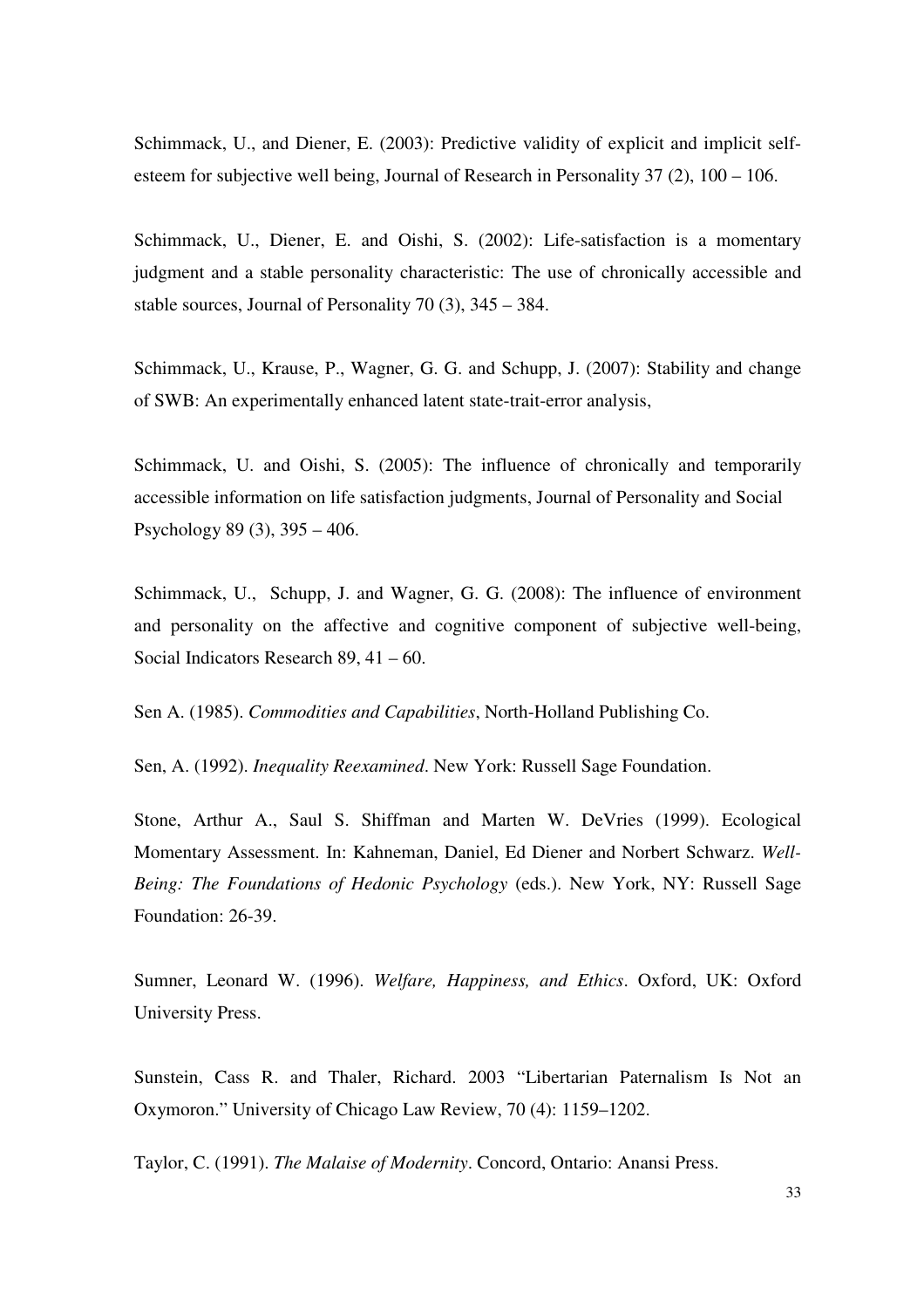Schimmack, U., and Diener, E. (2003): Predictive validity of explicit and implicit self-esteem for subjective well being, Journal of Research in Personality 37 (2), 100 – 106.

Schimmack, U., Diener, E. and Oishi, S. (2002): Life-satisfaction is a momentary judgment and a stable personality characteristic: The use of chronically accessible and stable sources, Journal of Personality 70 (3), 345 – 384.

Schimmack, U., Krause, P., Wagner, G. G. and Schupp, J. (2007): Stability and change of SWB: An experimentally enhanced latent state-trait-error analysis,

Schimmack, U. and Oishi, S. (2005): The influence of chronically and temporarily accessible information on life satisfaction judgments, Journal of Personality and Social Psychology 89 (3), 395 – 406.

Schimmack, U., Schupp, J. and Wagner, G. G. (2008): The influence of environment and personality on the affective and cognitive component of subjective well-being, Social Indicators Research 89, 41 – 60.

Sen A. (1985). *Commodities and Capabilities*, North-Holland Publishing Co.

Sen, A. (1992). *Inequality Reexamined*. New York: Russell Sage Foundation.

Stone, Arthur A., Saul S. Shiffman and Marten W. DeVries (1999). Ecological Momentary Assessment. In: Kahneman, Daniel, Ed Diener and Norbert Schwarz. *Well-Being: The Foundations of Hedonic Psychology* (eds.). New York, NY: Russell Sage Foundation: 26-39.

Sumner, Leonard W. (1996). *Welfare, Happiness, and Ethics*. Oxford, UK: Oxford University Press.

Sunstein, Cass R. and Thaler, Richard. 2003 "Libertarian Paternalism Is Not an Oxymoron." University of Chicago Law Review, 70 (4): 1159–1202.

Taylor, C. (1991). *The Malaise of Modernity*. Concord, Ontario: Anansi Press.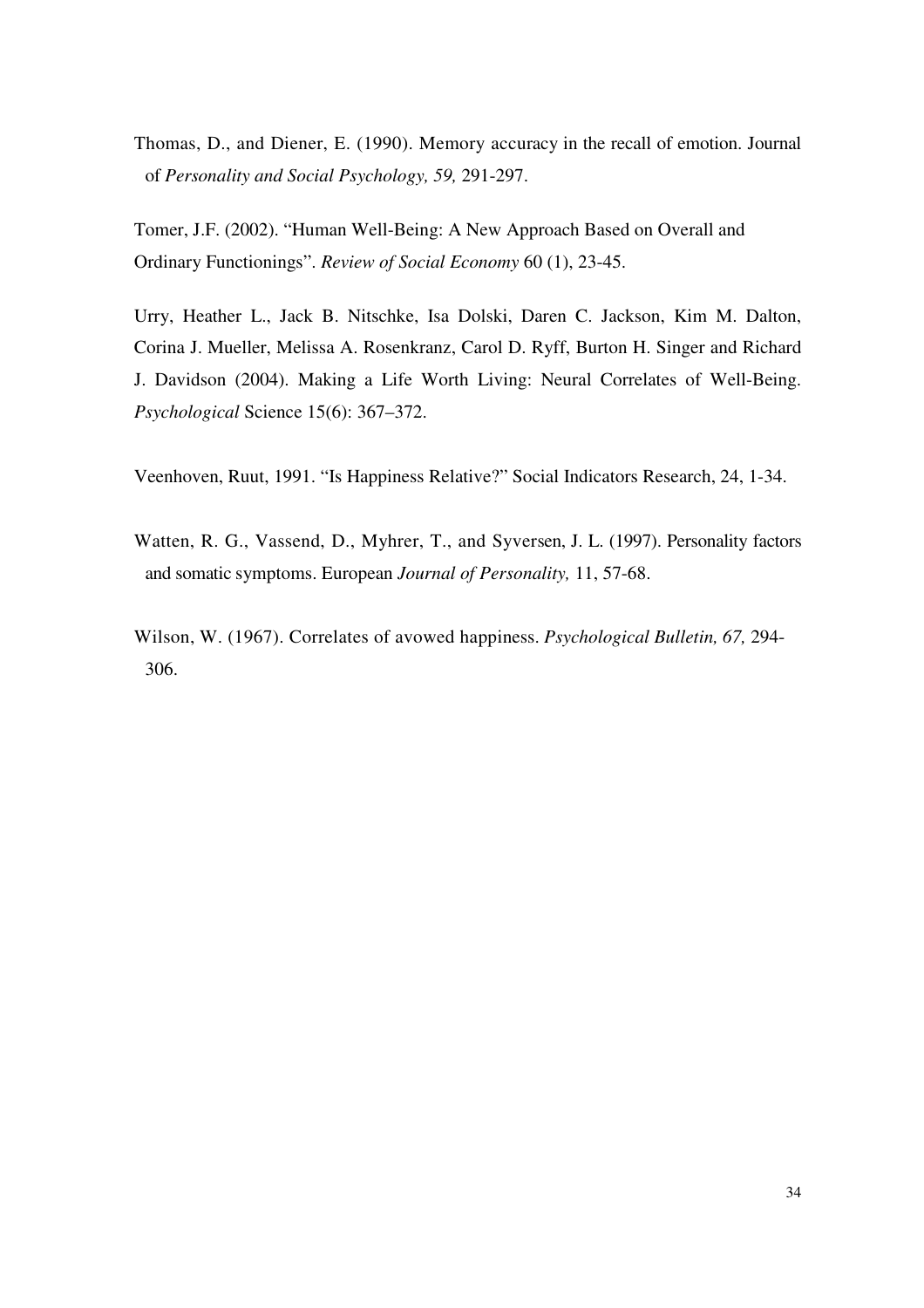Thomas, D., and Diener, E. (1990). Memory accuracy in the recall of emotion. Journal of *Personality and Social Psychology, 59,* 291-297.

Tomer, J.F. (2002). "Human Well-Being: A New Approach Based on Overall and Ordinary Functionings". *Review of Social Economy* 60 (1), 23-45.

Urry, Heather L., Jack B. Nitschke, Isa Dolski, Daren C. Jackson, Kim M. Dalton, Corina J. Mueller, Melissa A. Rosenkranz, Carol D. Ryff, Burton H. Singer and Richard J. Davidson (2004). Making a Life Worth Living: Neural Correlates of Well-Being. *Psychological* Science 15(6): 367–372.

Veenhoven, Ruut, 1991. "Is Happiness Relative?" Social Indicators Research, 24, 1-34.

Watten, R. G., Vassend, D., Myhrer, T., and Syversen, J. L. (1997). Personality factors and somatic symptoms. European *Journal of Personality,* 11, 57-68.

Wilson, W. (1967). Correlates of avowed happiness. *Psychological Bulletin, 67,* 294-306.